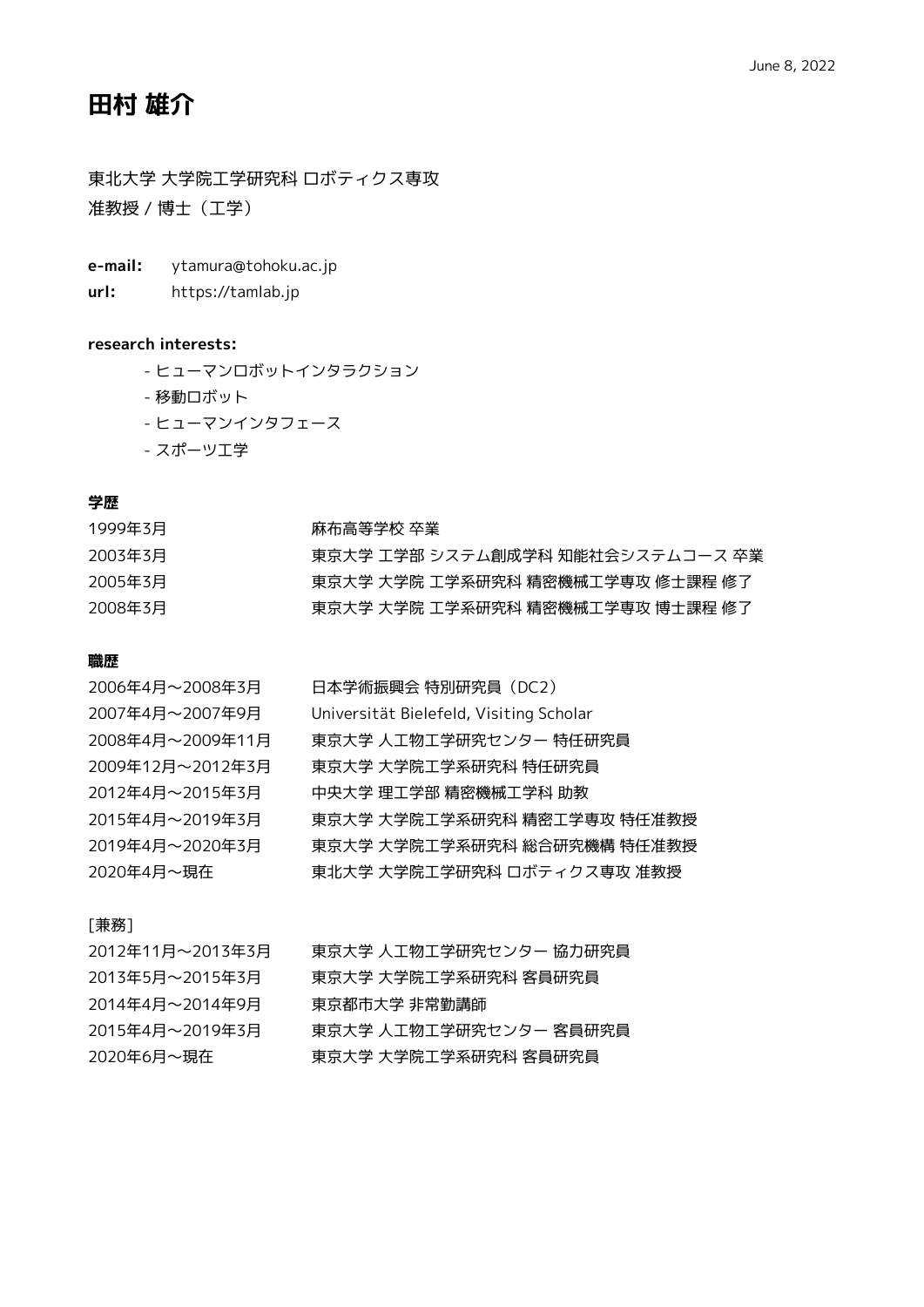June 8, 2022

# 田村 雄介

東北大学 大学院工学研究科 ロボティクス専攻
准教授 / 博士（工学）

**e-mail:** ytamura@tohoku.ac.jp
**url:** https://tamlab.jp

**research interests:**

- ヒューマンロボットインタラクション
- 移動ロボット
- ヒューマンインタフェース
- スポーツ工学

## 学歴

| | |
|---|---|
| 1999年3月 | 麻布高等学校 卒業 |
| 2003年3月 | 東京大学 工学部 システム創成学科 知能社会システムコース 卒業 |
| 2005年3月 | 東京大学 大学院 工学系研究科 精密機械工学専攻 修士課程 修了 |
| 2008年3月 | 東京大学 大学院 工学系研究科 精密機械工学専攻 博士課程 修了 |

## 職歴

| | |
|---|---|
| 2006年4月〜2008年3月 | 日本学術振興会 特別研究員（DC2） |
| 2007年4月〜2007年9月 | Universität Bielefeld, Visiting Scholar |
| 2008年4月〜2009年11月 | 東京大学 人工物工学研究センター 特任研究員 |
| 2009年12月〜2012年3月 | 東京大学 大学院工学系研究科 特任研究員 |
| 2012年4月〜2015年3月 | 中央大学 理工学部 精密機械工学科 助教 |
| 2015年4月〜2019年3月 | 東京大学 大学院工学系研究科 精密工学専攻 特任准教授 |
| 2019年4月〜2020年3月 | 東京大学 大学院工学系研究科 総合研究機構 特任准教授 |
| 2020年4月〜現在 | 東北大学 大学院工学研究科 ロボティクス専攻 准教授 |

[兼務]

| | |
|---|---|
| 2012年11月〜2013年3月 | 東京大学 人工物工学研究センター 協力研究員 |
| 2013年5月〜2015年3月 | 東京大学 大学院工学系研究科 客員研究員 |
| 2014年4月〜2014年9月 | 東京都市大学 非常勤講師 |
| 2015年4月〜2019年3月 | 東京大学 人工物工学研究センター 客員研究員 |
| 2020年6月〜現在 | 東京大学 大学院工学系研究科 客員研究員 |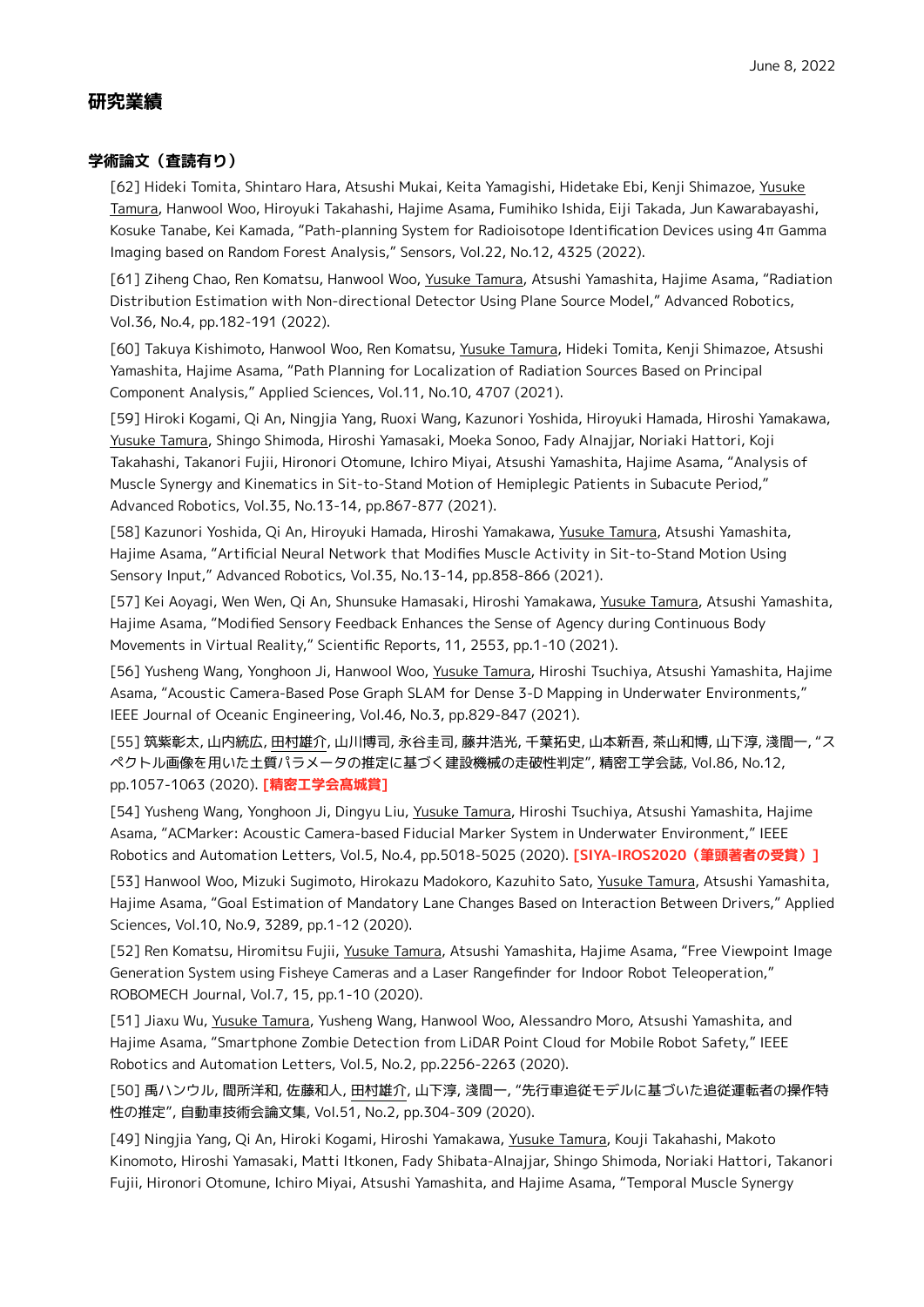June 8, 2022

# 研究業績

## 学術論文（査読有り）

[62] Hideki Tomita, Shintaro Hara, Atsushi Mukai, Keita Yamagishi, Hidetake Ebi, Kenji Shimazoe, Yusuke Tamura, Hanwool Woo, Hiroyuki Takahashi, Hajime Asama, Fumihiko Ishida, Eiji Takada, Jun Kawarabayashi, Kosuke Tanabe, Kei Kamada, "Path-planning System for Radioisotope Identification Devices using 4π Gamma Imaging based on Random Forest Analysis," Sensors, Vol.22, No.12, 4325 (2022).

[61] Ziheng Chao, Ren Komatsu, Hanwool Woo, Yusuke Tamura, Atsushi Yamashita, Hajime Asama, "Radiation Distribution Estimation with Non-directional Detector Using Plane Source Model," Advanced Robotics, Vol.36, No.4, pp.182-191 (2022).

[60] Takuya Kishimoto, Hanwool Woo, Ren Komatsu, Yusuke Tamura, Hideki Tomita, Kenji Shimazoe, Atsushi Yamashita, Hajime Asama, "Path Planning for Localization of Radiation Sources Based on Principal Component Analysis," Applied Sciences, Vol.11, No.10, 4707 (2021).

[59] Hiroki Kogami, Qi An, Ningjia Yang, Ruoxi Wang, Kazunori Yoshida, Hiroyuki Hamada, Hiroshi Yamakawa, Yusuke Tamura, Shingo Shimoda, Hiroshi Yamasaki, Moeka Sonoo, Fady Alnajjar, Noriaki Hattori, Koji Takahashi, Takanori Fujii, Hironori Otomune, Ichiro Miyai, Atsushi Yamashita, Hajime Asama, "Analysis of Muscle Synergy and Kinematics in Sit-to-Stand Motion of Hemiplegic Patients in Subacute Period," Advanced Robotics, Vol.35, No.13-14, pp.867-877 (2021).

[58] Kazunori Yoshida, Qi An, Hiroyuki Hamada, Hiroshi Yamakawa, Yusuke Tamura, Atsushi Yamashita, Hajime Asama, "Artificial Neural Network that Modifies Muscle Activity in Sit-to-Stand Motion Using Sensory Input," Advanced Robotics, Vol.35, No.13-14, pp.858-866 (2021).

[57] Kei Aoyagi, Wen Wen, Qi An, Shunsuke Hamasaki, Hiroshi Yamakawa, Yusuke Tamura, Atsushi Yamashita, Hajime Asama, "Modified Sensory Feedback Enhances the Sense of Agency during Continuous Body Movements in Virtual Reality," Scientific Reports, 11, 2553, pp.1-10 (2021).

[56] Yusheng Wang, Yonghoon Ji, Hanwool Woo, Yusuke Tamura, Hiroshi Tsuchiya, Atsushi Yamashita, Hajime Asama, "Acoustic Camera-Based Pose Graph SLAM for Dense 3-D Mapping in Underwater Environments," IEEE Journal of Oceanic Engineering, Vol.46, No.3, pp.829-847 (2021).

[55] 筑紫彰太, 山内統広, 田村雄介, 山川博司, 永谷圭司, 藤井浩光, 千葉拓史, 山本新吾, 茶山和博, 山下淳, 淺間一, "スペクトル画像を用いた土質パラメータの推定に基づく建設機械の走破性判定", 精密工学会誌, Vol.86, No.12, pp.1057-1063 (2020). **[精密工学会髙城賞]**

[54] Yusheng Wang, Yonghoon Ji, Dingyu Liu, Yusuke Tamura, Hiroshi Tsuchiya, Atsushi Yamashita, Hajime Asama, "ACMarker: Acoustic Camera-based Fiducial Marker System in Underwater Environment," IEEE Robotics and Automation Letters, Vol.5, No.4, pp.5018-5025 (2020). **[SIYA-IROS2020（筆頭著者の受賞）]**

[53] Hanwool Woo, Mizuki Sugimoto, Hirokazu Madokoro, Kazuhito Sato, Yusuke Tamura, Atsushi Yamashita, Hajime Asama, "Goal Estimation of Mandatory Lane Changes Based on Interaction Between Drivers," Applied Sciences, Vol.10, No.9, 3289, pp.1-12 (2020).

[52] Ren Komatsu, Hiromitsu Fujii, Yusuke Tamura, Atsushi Yamashita, Hajime Asama, "Free Viewpoint Image Generation System using Fisheye Cameras and a Laser Rangefinder for Indoor Robot Teleoperation," ROBOMECH Journal, Vol.7, 15, pp.1-10 (2020).

[51] Jiaxu Wu, Yusuke Tamura, Yusheng Wang, Hanwool Woo, Alessandro Moro, Atsushi Yamashita, and Hajime Asama, "Smartphone Zombie Detection from LiDAR Point Cloud for Mobile Robot Safety," IEEE Robotics and Automation Letters, Vol.5, No.2, pp.2256-2263 (2020).

[50] 禹ハンウル, 間所洋和, 佐藤和人, 田村雄介, 山下淳, 淺間一, "先行車追従モデルに基づいた追従運転者の操作特性の推定", 自動車技術会論文集, Vol.51, No.2, pp.304-309 (2020).

[49] Ningjia Yang, Qi An, Hiroki Kogami, Hiroshi Yamakawa, Yusuke Tamura, Kouji Takahashi, Makoto Kinomoto, Hiroshi Yamasaki, Matti Itkonen, Fady Shibata-Alnajjar, Shingo Shimoda, Noriaki Hattori, Takanori Fujii, Hironori Otomune, Ichiro Miyai, Atsushi Yamashita, and Hajime Asama, "Temporal Muscle Synergy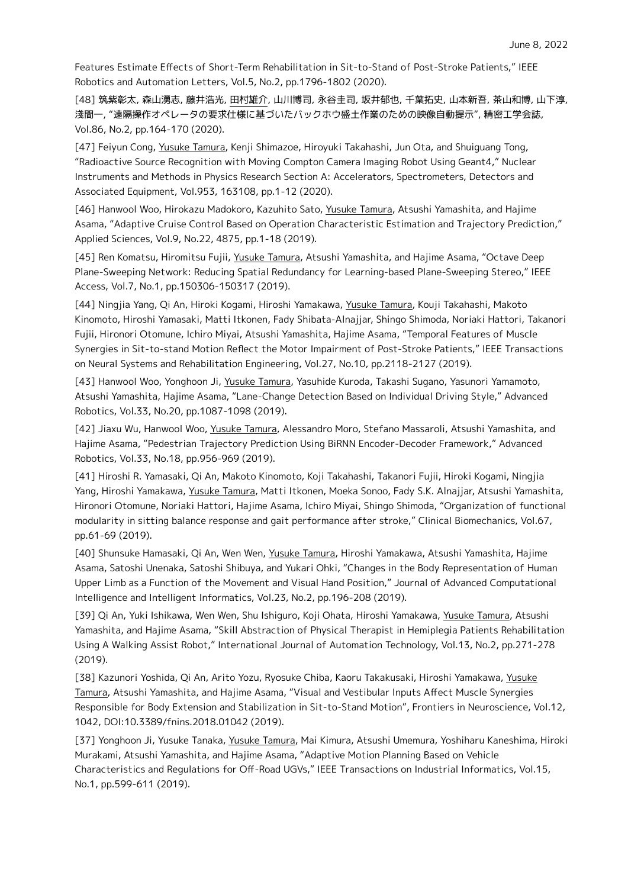Features Estimate Effects of Short-Term Rehabilitation in Sit-to-Stand of Post-Stroke Patients," IEEE Robotics and Automation Letters, Vol.5, No.2, pp.1796-1802 (2020).

[48] 筑紫彰太, 森山湧志, 藤井浩光, 田村雄介, 山川博司, 永谷圭司, 坂井郁也, 千葉拓史, 山本新吾, 茶山和博, 山下淳, 淺間一, "遠隔操作オペレータの要求仕様に基づいたバックホウ盛土作業のための映像自動提示", 精密工学会誌, Vol.86, No.2, pp.164-170 (2020).

[47] Feiyun Cong, Yusuke Tamura, Kenji Shimazoe, Hiroyuki Takahashi, Jun Ota, and Shuiguang Tong, "Radioactive Source Recognition with Moving Compton Camera Imaging Robot Using Geant4," Nuclear Instruments and Methods in Physics Research Section A: Accelerators, Spectrometers, Detectors and Associated Equipment, Vol.953, 163108, pp.1-12 (2020).

[46] Hanwool Woo, Hirokazu Madokoro, Kazuhito Sato, Yusuke Tamura, Atsushi Yamashita, and Hajime Asama, "Adaptive Cruise Control Based on Operation Characteristic Estimation and Trajectory Prediction," Applied Sciences, Vol.9, No.22, 4875, pp.1-18 (2019).

[45] Ren Komatsu, Hiromitsu Fujii, Yusuke Tamura, Atsushi Yamashita, and Hajime Asama, "Octave Deep Plane-Sweeping Network: Reducing Spatial Redundancy for Learning-based Plane-Sweeping Stereo," IEEE Access, Vol.7, No.1, pp.150306-150317 (2019).

[44] Ningjia Yang, Qi An, Hiroki Kogami, Hiroshi Yamakawa, Yusuke Tamura, Kouji Takahashi, Makoto Kinomoto, Hiroshi Yamasaki, Matti Itkonen, Fady Shibata-Alnajjar, Shingo Shimoda, Noriaki Hattori, Takanori Fujii, Hironori Otomune, Ichiro Miyai, Atsushi Yamashita, Hajime Asama, "Temporal Features of Muscle Synergies in Sit-to-stand Motion Reflect the Motor Impairment of Post-Stroke Patients," IEEE Transactions on Neural Systems and Rehabilitation Engineering, Vol.27, No.10, pp.2118-2127 (2019).

[43] Hanwool Woo, Yonghoon Ji, Yusuke Tamura, Yasuhide Kuroda, Takashi Sugano, Yasunori Yamamoto, Atsushi Yamashita, Hajime Asama, "Lane-Change Detection Based on Individual Driving Style," Advanced Robotics, Vol.33, No.20, pp.1087-1098 (2019).

[42] Jiaxu Wu, Hanwool Woo, Yusuke Tamura, Alessandro Moro, Stefano Massaroli, Atsushi Yamashita, and Hajime Asama, "Pedestrian Trajectory Prediction Using BiRNN Encoder-Decoder Framework," Advanced Robotics, Vol.33, No.18, pp.956-969 (2019).

[41] Hiroshi R. Yamasaki, Qi An, Makoto Kinomoto, Koji Takahashi, Takanori Fujii, Hiroki Kogami, Ningjia Yang, Hiroshi Yamakawa, Yusuke Tamura, Matti Itkonen, Moeka Sonoo, Fady S.K. Alnajjar, Atsushi Yamashita, Hironori Otomune, Noriaki Hattori, Hajime Asama, Ichiro Miyai, Shingo Shimoda, "Organization of functional modularity in sitting balance response and gait performance after stroke," Clinical Biomechanics, Vol.67, pp.61-69 (2019).

[40] Shunsuke Hamasaki, Qi An, Wen Wen, Yusuke Tamura, Hiroshi Yamakawa, Atsushi Yamashita, Hajime Asama, Satoshi Unenaka, Satoshi Shibuya, and Yukari Ohki, "Changes in the Body Representation of Human Upper Limb as a Function of the Movement and Visual Hand Position," Journal of Advanced Computational Intelligence and Intelligent Informatics, Vol.23, No.2, pp.196-208 (2019).

[39] Qi An, Yuki Ishikawa, Wen Wen, Shu Ishiguro, Koji Ohata, Hiroshi Yamakawa, Yusuke Tamura, Atsushi Yamashita, and Hajime Asama, "Skill Abstraction of Physical Therapist in Hemiplegia Patients Rehabilitation Using A Walking Assist Robot," International Journal of Automation Technology, Vol.13, No.2, pp.271-278 (2019).

[38] Kazunori Yoshida, Qi An, Arito Yozu, Ryosuke Chiba, Kaoru Takakusaki, Hiroshi Yamakawa, Yusuke Tamura, Atsushi Yamashita, and Hajime Asama, "Visual and Vestibular Inputs Affect Muscle Synergies Responsible for Body Extension and Stabilization in Sit-to-Stand Motion", Frontiers in Neuroscience, Vol.12, 1042, DOI:10.3389/fnins.2018.01042 (2019).

[37] Yonghoon Ji, Yusuke Tanaka, Yusuke Tamura, Mai Kimura, Atsushi Umemura, Yoshiharu Kaneshima, Hiroki Murakami, Atsushi Yamashita, and Hajime Asama, "Adaptive Motion Planning Based on Vehicle Characteristics and Regulations for Off-Road UGVs," IEEE Transactions on Industrial Informatics, Vol.15, No.1, pp.599-611 (2019).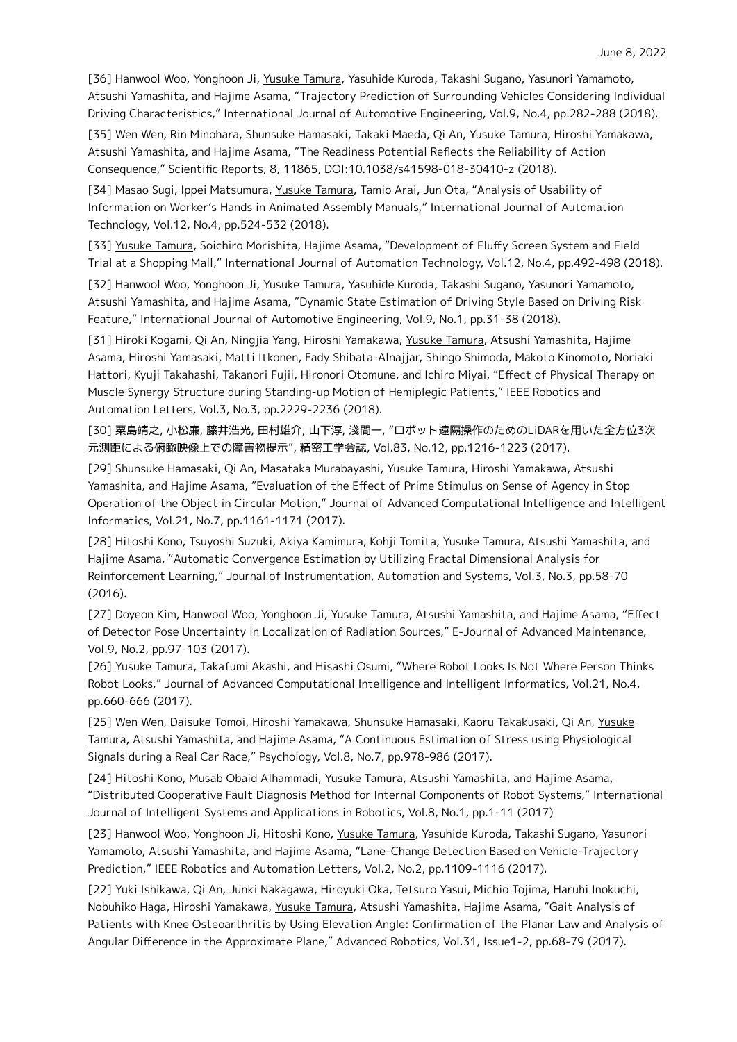[36] Hanwool Woo, Yonghoon Ji, Yusuke Tamura, Yasuhide Kuroda, Takashi Sugano, Yasunori Yamamoto, Atsushi Yamashita, and Hajime Asama, "Trajectory Prediction of Surrounding Vehicles Considering Individual Driving Characteristics," International Journal of Automotive Engineering, Vol.9, No.4, pp.282-288 (2018).

[35] Wen Wen, Rin Minohara, Shunsuke Hamasaki, Takaki Maeda, Qi An, Yusuke Tamura, Hiroshi Yamakawa, Atsushi Yamashita, and Hajime Asama, "The Readiness Potential Reflects the Reliability of Action Consequence," Scientific Reports, 8, 11865, DOI:10.1038/s41598-018-30410-z (2018).

[34] Masao Sugi, Ippei Matsumura, Yusuke Tamura, Tamio Arai, Jun Ota, "Analysis of Usability of Information on Worker's Hands in Animated Assembly Manuals," International Journal of Automation Technology, Vol.12, No.4, pp.524-532 (2018).

[33] Yusuke Tamura, Soichiro Morishita, Hajime Asama, "Development of Fluffy Screen System and Field Trial at a Shopping Mall," International Journal of Automation Technology, Vol.12, No.4, pp.492-498 (2018).

[32] Hanwool Woo, Yonghoon Ji, Yusuke Tamura, Yasuhide Kuroda, Takashi Sugano, Yasunori Yamamoto, Atsushi Yamashita, and Hajime Asama, "Dynamic State Estimation of Driving Style Based on Driving Risk Feature," International Journal of Automotive Engineering, Vol.9, No.1, pp.31-38 (2018).

[31] Hiroki Kogami, Qi An, Ningjia Yang, Hiroshi Yamakawa, Yusuke Tamura, Atsushi Yamashita, Hajime Asama, Hiroshi Yamasaki, Matti Itkonen, Fady Shibata-Alnajjar, Shingo Shimoda, Makoto Kinomoto, Noriaki Hattori, Kyuji Takahashi, Takanori Fujii, Hironori Otomune, and Ichiro Miyai, "Effect of Physical Therapy on Muscle Synergy Structure during Standing-up Motion of Hemiplegic Patients," IEEE Robotics and Automation Letters, Vol.3, No.3, pp.2229-2236 (2018).

[30] 粟島靖之, 小松廉, 藤井浩光, 田村雄介, 山下淳, 淺間一, "ロボット遠隔操作のためのLiDARを用いた全方位3次元測距による俯瞰映像上での障害物提示", 精密工学会誌, Vol.83, No.12, pp.1216-1223 (2017).

[29] Shunsuke Hamasaki, Qi An, Masataka Murabayashi, Yusuke Tamura, Hiroshi Yamakawa, Atsushi Yamashita, and Hajime Asama, "Evaluation of the Effect of Prime Stimulus on Sense of Agency in Stop Operation of the Object in Circular Motion," Journal of Advanced Computational Intelligence and Intelligent Informatics, Vol.21, No.7, pp.1161-1171 (2017).

[28] Hitoshi Kono, Tsuyoshi Suzuki, Akiya Kamimura, Kohji Tomita, Yusuke Tamura, Atsushi Yamashita, and Hajime Asama, "Automatic Convergence Estimation by Utilizing Fractal Dimensional Analysis for Reinforcement Learning," Journal of Instrumentation, Automation and Systems, Vol.3, No.3, pp.58-70 (2016).

[27] Doyeon Kim, Hanwool Woo, Yonghoon Ji, Yusuke Tamura, Atsushi Yamashita, and Hajime Asama, "Effect of Detector Pose Uncertainty in Localization of Radiation Sources," E-Journal of Advanced Maintenance, Vol.9, No.2, pp.97-103 (2017).

[26] Yusuke Tamura, Takafumi Akashi, and Hisashi Osumi, "Where Robot Looks Is Not Where Person Thinks Robot Looks," Journal of Advanced Computational Intelligence and Intelligent Informatics, Vol.21, No.4, pp.660-666 (2017).

[25] Wen Wen, Daisuke Tomoi, Hiroshi Yamakawa, Shunsuke Hamasaki, Kaoru Takakusaki, Qi An, Yusuke Tamura, Atsushi Yamashita, and Hajime Asama, "A Continuous Estimation of Stress using Physiological Signals during a Real Car Race," Psychology, Vol.8, No.7, pp.978-986 (2017).

[24] Hitoshi Kono, Musab Obaid Alhammadi, Yusuke Tamura, Atsushi Yamashita, and Hajime Asama, "Distributed Cooperative Fault Diagnosis Method for Internal Components of Robot Systems," International Journal of Intelligent Systems and Applications in Robotics, Vol.8, No.1, pp.1-11 (2017)

[23] Hanwool Woo, Yonghoon Ji, Hitoshi Kono, Yusuke Tamura, Yasuhide Kuroda, Takashi Sugano, Yasunori Yamamoto, Atsushi Yamashita, and Hajime Asama, "Lane-Change Detection Based on Vehicle-Trajectory Prediction," IEEE Robotics and Automation Letters, Vol.2, No.2, pp.1109-1116 (2017).

[22] Yuki Ishikawa, Qi An, Junki Nakagawa, Hiroyuki Oka, Tetsuro Yasui, Michio Tojima, Haruhi Inokuchi, Nobuhiko Haga, Hiroshi Yamakawa, Yusuke Tamura, Atsushi Yamashita, Hajime Asama, "Gait Analysis of Patients with Knee Osteoarthritis by Using Elevation Angle: Confirmation of the Planar Law and Analysis of Angular Difference in the Approximate Plane," Advanced Robotics, Vol.31, Issue1-2, pp.68-79 (2017).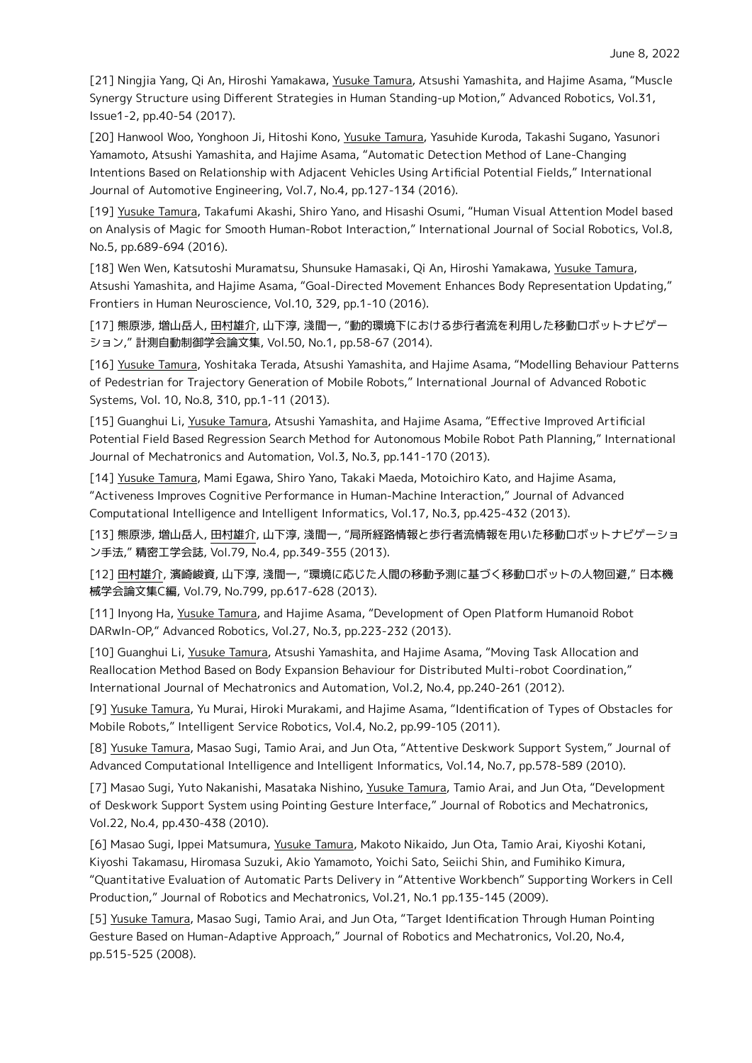June 8, 2022

[21] Ningjia Yang, Qi An, Hiroshi Yamakawa, Yusuke Tamura, Atsushi Yamashita, and Hajime Asama, "Muscle Synergy Structure using Different Strategies in Human Standing-up Motion," Advanced Robotics, Vol.31, Issue1-2, pp.40-54 (2017).

[20] Hanwool Woo, Yonghoon Ji, Hitoshi Kono, Yusuke Tamura, Yasuhide Kuroda, Takashi Sugano, Yasunori Yamamoto, Atsushi Yamashita, and Hajime Asama, "Automatic Detection Method of Lane-Changing Intentions Based on Relationship with Adjacent Vehicles Using Artificial Potential Fields," International Journal of Automotive Engineering, Vol.7, No.4, pp.127-134 (2016).

[19] Yusuke Tamura, Takafumi Akashi, Shiro Yano, and Hisashi Osumi, "Human Visual Attention Model based on Analysis of Magic for Smooth Human-Robot Interaction," International Journal of Social Robotics, Vol.8, No.5, pp.689-694 (2016).

[18] Wen Wen, Katsutoshi Muramatsu, Shunsuke Hamasaki, Qi An, Hiroshi Yamakawa, Yusuke Tamura, Atsushi Yamashita, and Hajime Asama, "Goal-Directed Movement Enhances Body Representation Updating," Frontiers in Human Neuroscience, Vol.10, 329, pp.1-10 (2016).

[17] 熊原渉, 増山岳人, 田村雄介, 山下淳, 淺間一, "動的環境下における歩行者流を利用した移動ロボットナビゲーション," 計測自動制御学会論文集, Vol.50, No.1, pp.58-67 (2014).

[16] Yusuke Tamura, Yoshitaka Terada, Atsushi Yamashita, and Hajime Asama, "Modelling Behaviour Patterns of Pedestrian for Trajectory Generation of Mobile Robots," International Journal of Advanced Robotic Systems, Vol. 10, No.8, 310, pp.1-11 (2013).

[15] Guanghui Li, Yusuke Tamura, Atsushi Yamashita, and Hajime Asama, "Effective Improved Artificial Potential Field Based Regression Search Method for Autonomous Mobile Robot Path Planning," International Journal of Mechatronics and Automation, Vol.3, No.3, pp.141-170 (2013).

[14] Yusuke Tamura, Mami Egawa, Shiro Yano, Takaki Maeda, Motoichiro Kato, and Hajime Asama, "Activeness Improves Cognitive Performance in Human-Machine Interaction," Journal of Advanced Computational Intelligence and Intelligent Informatics, Vol.17, No.3, pp.425-432 (2013).

[13] 熊原渉, 増山岳人, 田村雄介, 山下淳, 淺間一, "局所経路情報と歩行者流情報を用いた移動ロボットナビゲーション手法," 精密工学会誌, Vol.79, No.4, pp.349-355 (2013).

[12] 田村雄介, 濱崎峻資, 山下淳, 淺間一, "環境に応じた人間の移動予測に基づく移動ロボットの人物回避," 日本機械学会論文集C編, Vol.79, No.799, pp.617-628 (2013).

[11] Inyong Ha, Yusuke Tamura, and Hajime Asama, "Development of Open Platform Humanoid Robot DARwIn-OP," Advanced Robotics, Vol.27, No.3, pp.223-232 (2013).

[10] Guanghui Li, Yusuke Tamura, Atsushi Yamashita, and Hajime Asama, "Moving Task Allocation and Reallocation Method Based on Body Expansion Behaviour for Distributed Multi-robot Coordination," International Journal of Mechatronics and Automation, Vol.2, No.4, pp.240-261 (2012).

[9] Yusuke Tamura, Yu Murai, Hiroki Murakami, and Hajime Asama, "Identification of Types of Obstacles for Mobile Robots," Intelligent Service Robotics, Vol.4, No.2, pp.99-105 (2011).

[8] Yusuke Tamura, Masao Sugi, Tamio Arai, and Jun Ota, "Attentive Deskwork Support System," Journal of Advanced Computational Intelligence and Intelligent Informatics, Vol.14, No.7, pp.578-589 (2010).

[7] Masao Sugi, Yuto Nakanishi, Masataka Nishino, Yusuke Tamura, Tamio Arai, and Jun Ota, "Development of Deskwork Support System using Pointing Gesture Interface," Journal of Robotics and Mechatronics, Vol.22, No.4, pp.430-438 (2010).

[6] Masao Sugi, Ippei Matsumura, Yusuke Tamura, Makoto Nikaido, Jun Ota, Tamio Arai, Kiyoshi Kotani, Kiyoshi Takamasu, Hiromasa Suzuki, Akio Yamamoto, Yoichi Sato, Seiichi Shin, and Fumihiko Kimura, "Quantitative Evaluation of Automatic Parts Delivery in "Attentive Workbench" Supporting Workers in Cell Production," Journal of Robotics and Mechatronics, Vol.21, No.1 pp.135-145 (2009).

[5] Yusuke Tamura, Masao Sugi, Tamio Arai, and Jun Ota, "Target Identification Through Human Pointing Gesture Based on Human-Adaptive Approach," Journal of Robotics and Mechatronics, Vol.20, No.4, pp.515-525 (2008).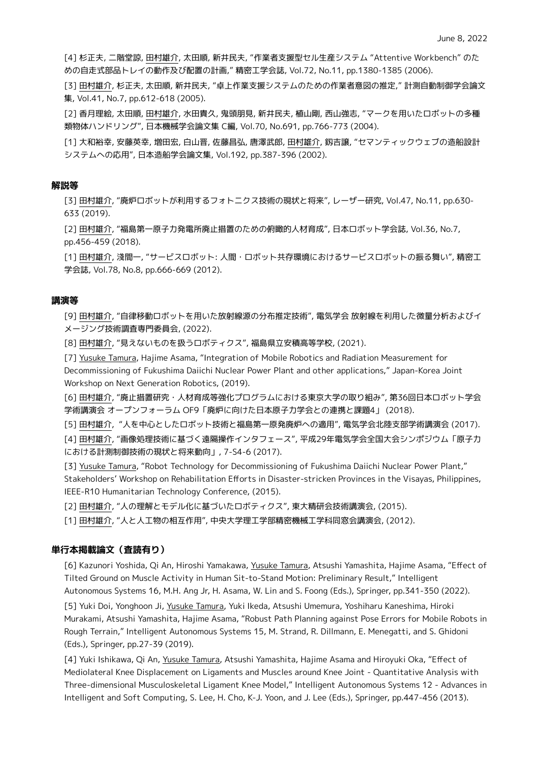[4] 杉正夫, 二階堂諒, 田村雄介, 太田順, 新井民夫, "作業者支援型セル生産システム "Attentive Workbench" のための自走式部品トレイの動作及び配置の計画," 精密工学会誌, Vol.72, No.11, pp.1380-1385 (2006).

[3] 田村雄介, 杉正夫, 太田順, 新井民夫, "卓上作業支援システムのための作業者意図の推定," 計測自動制御学会論文集, Vol.41, No.7, pp.612-618 (2005).

[2] 香月理絵, 太田順, 田村雄介, 水田貴久, 鬼頭朋見, 新井民夫, 植山剛, 西山強志, "マークを用いたロボットの多種類物体ハンドリング", 日本機械学会論文集 C編, Vol.70, No.691, pp.766-773 (2004).

[1] 大和裕幸, 安藤英幸, 増田宏, 白山晋, 佐藤昌弘, 唐澤武郎, 田村雄介, 釼吉譲, "セマンティックウェブの造船設計システムへの応用", 日本造船学会論文集, Vol.192, pp.387-396 (2002).

### 解説等

[3] 田村雄介, "廃炉ロボットが利用するフォトニクス技術の現状と将来", レーザー研究, Vol.47, No.11, pp.630-633 (2019).

[2] 田村雄介, "福島第一原子力発電所廃止措置のための俯瞰的人材育成", 日本ロボット学会誌, Vol.36, No.7, pp.456-459 (2018).

[1] 田村雄介, 淺間一, "サービスロボット: 人間・ロボット共存環境におけるサービスロボットの振る舞い", 精密工学会誌, Vol.78, No.8, pp.666-669 (2012).

### 講演等

[9] 田村雄介, "自律移動ロボットを用いた放射線源の分布推定技術", 電気学会 放射線を利用した微量分析およびイメージング技術調査専門委員会, (2022).

[8] 田村雄介, "見えないものを扱うロボティクス", 福島県立安積高等学校, (2021).

[7] Yusuke Tamura, Hajime Asama, "Integration of Mobile Robotics and Radiation Measurement for Decommissioning of Fukushima Daiichi Nuclear Power Plant and other applications," Japan-Korea Joint Workshop on Next Generation Robotics, (2019).

[6] 田村雄介, "廃止措置研究・人材育成等強化プログラムにおける東京大学の取り組み", 第36回日本ロボット学会学術講演会 オープンフォーラム OF9「廃炉に向けた日本原子力学会との連携と課題4」 (2018).

[5] 田村雄介, "人を中心としたロボット技術と福島第一原発廃炉への適用", 電気学会北陸支部学術講演会 (2017).

[4] 田村雄介, "画像処理技術に基づく遠隔操作インタフェース", 平成29年電気学会全国大会シンポジウム「原子力における計測制御技術の現状と将来動向」, 7-S4-6 (2017).

[3] Yusuke Tamura, "Robot Technology for Decommissioning of Fukushima Daiichi Nuclear Power Plant," Stakeholders' Workshop on Rehabilitation Efforts in Disaster-stricken Provinces in the Visayas, Philippines, IEEE-R10 Humanitarian Technology Conference, (2015).

[2] 田村雄介, "人の理解とモデル化に基づいたロボティクス", 東大精研会技術講演会, (2015).

[1] 田村雄介, "人と人工物の相互作用", 中央大学理工学部精密機械工学科同窓会講演会, (2012).

### 単行本掲載論文（査読有り）

[6] Kazunori Yoshida, Qi An, Hiroshi Yamakawa, Yusuke Tamura, Atsushi Yamashita, Hajime Asama, "Effect of Tilted Ground on Muscle Activity in Human Sit-to-Stand Motion: Preliminary Result," Intelligent Autonomous Systems 16, M.H. Ang Jr, H. Asama, W. Lin and S. Foong (Eds.), Springer, pp.341-350 (2022).

[5] Yuki Doi, Yonghoon Ji, Yusuke Tamura, Yuki Ikeda, Atsushi Umemura, Yoshiharu Kaneshima, Hiroki Murakami, Atsushi Yamashita, Hajime Asama, "Robust Path Planning against Pose Errors for Mobile Robots in Rough Terrain," Intelligent Autonomous Systems 15, M. Strand, R. Dillmann, E. Menegatti, and S. Ghidoni (Eds.), Springer, pp.27-39 (2019).

[4] Yuki Ishikawa, Qi An, Yusuke Tamura, Atsushi Yamashita, Hajime Asama and Hiroyuki Oka, "Effect of Mediolateral Knee Displacement on Ligaments and Muscles around Knee Joint - Quantitative Analysis with Three-dimensional Musculoskeletal Ligament Knee Model," Intelligent Autonomous Systems 12 - Advances in Intelligent and Soft Computing, S. Lee, H. Cho, K-J. Yoon, and J. Lee (Eds.), Springer, pp.447-456 (2013).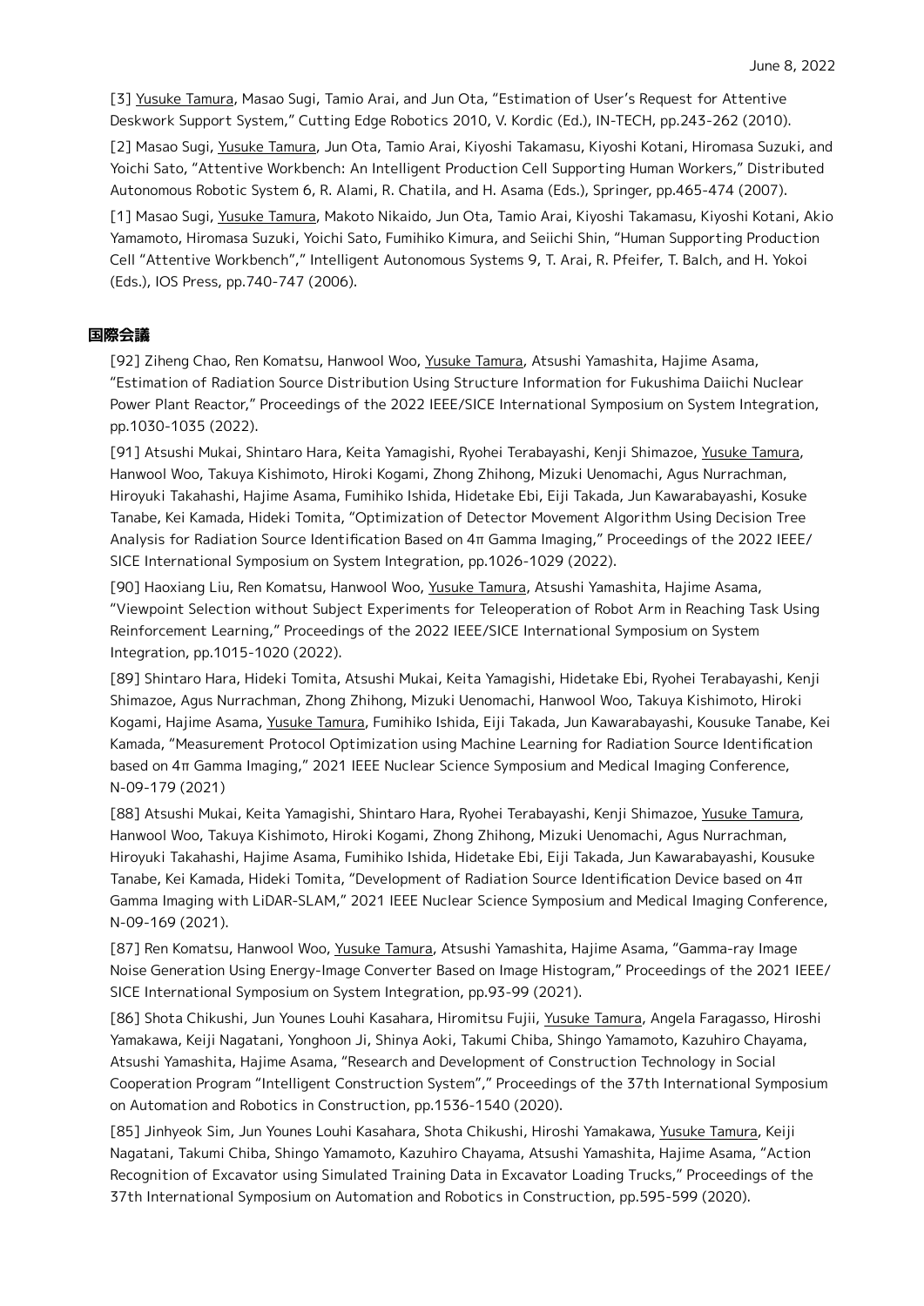[3] Yusuke Tamura, Masao Sugi, Tamio Arai, and Jun Ota, "Estimation of User's Request for Attentive Deskwork Support System," Cutting Edge Robotics 2010, V. Kordic (Ed.), IN-TECH, pp.243-262 (2010).

[2] Masao Sugi, Yusuke Tamura, Jun Ota, Tamio Arai, Kiyoshi Takamasu, Kiyoshi Kotani, Hiromasa Suzuki, and Yoichi Sato, "Attentive Workbench: An Intelligent Production Cell Supporting Human Workers," Distributed Autonomous Robotic System 6, R. Alami, R. Chatila, and H. Asama (Eds.), Springer, pp.465-474 (2007).

[1] Masao Sugi, Yusuke Tamura, Makoto Nikaido, Jun Ota, Tamio Arai, Kiyoshi Takamasu, Kiyoshi Kotani, Akio Yamamoto, Hiromasa Suzuki, Yoichi Sato, Fumihiko Kimura, and Seiichi Shin, "Human Supporting Production Cell "Attentive Workbench"," Intelligent Autonomous Systems 9, T. Arai, R. Pfeifer, T. Balch, and H. Yokoi (Eds.), IOS Press, pp.740-747 (2006).

## 国際会議

[92] Ziheng Chao, Ren Komatsu, Hanwool Woo, Yusuke Tamura, Atsushi Yamashita, Hajime Asama, "Estimation of Radiation Source Distribution Using Structure Information for Fukushima Daiichi Nuclear Power Plant Reactor," Proceedings of the 2022 IEEE/SICE International Symposium on System Integration, pp.1030-1035 (2022).

[91] Atsushi Mukai, Shintaro Hara, Keita Yamagishi, Ryohei Terabayashi, Kenji Shimazoe, Yusuke Tamura, Hanwool Woo, Takuya Kishimoto, Hiroki Kogami, Zhong Zhihong, Mizuki Uenomachi, Agus Nurrachman, Hiroyuki Takahashi, Hajime Asama, Fumihiko Ishida, Hidetake Ebi, Eiji Takada, Jun Kawarabayashi, Kosuke Tanabe, Kei Kamada, Hideki Tomita, "Optimization of Detector Movement Algorithm Using Decision Tree Analysis for Radiation Source Identification Based on 4π Gamma Imaging," Proceedings of the 2022 IEEE/SICE International Symposium on System Integration, pp.1026-1029 (2022).

[90] Haoxiang Liu, Ren Komatsu, Hanwool Woo, Yusuke Tamura, Atsushi Yamashita, Hajime Asama, "Viewpoint Selection without Subject Experiments for Teleoperation of Robot Arm in Reaching Task Using Reinforcement Learning," Proceedings of the 2022 IEEE/SICE International Symposium on System Integration, pp.1015-1020 (2022).

[89] Shintaro Hara, Hideki Tomita, Atsushi Mukai, Keita Yamagishi, Hidetake Ebi, Ryohei Terabayashi, Kenji Shimazoe, Agus Nurrachman, Zhong Zhihong, Mizuki Uenomachi, Hanwool Woo, Takuya Kishimoto, Hiroki Kogami, Hajime Asama, Yusuke Tamura, Fumihiko Ishida, Eiji Takada, Jun Kawarabayashi, Kousuke Tanabe, Kei Kamada, "Measurement Protocol Optimization using Machine Learning for Radiation Source Identification based on 4π Gamma Imaging," 2021 IEEE Nuclear Science Symposium and Medical Imaging Conference, N-09-179 (2021)

[88] Atsushi Mukai, Keita Yamagishi, Shintaro Hara, Ryohei Terabayashi, Kenji Shimazoe, Yusuke Tamura, Hanwool Woo, Takuya Kishimoto, Hiroki Kogami, Zhong Zhihong, Mizuki Uenomachi, Agus Nurrachman, Hiroyuki Takahashi, Hajime Asama, Fumihiko Ishida, Hidetake Ebi, Eiji Takada, Jun Kawarabayashi, Kousuke Tanabe, Kei Kamada, Hideki Tomita, "Development of Radiation Source Identification Device based on 4π Gamma Imaging with LiDAR-SLAM," 2021 IEEE Nuclear Science Symposium and Medical Imaging Conference, N-09-169 (2021).

[87] Ren Komatsu, Hanwool Woo, Yusuke Tamura, Atsushi Yamashita, Hajime Asama, "Gamma-ray Image Noise Generation Using Energy-Image Converter Based on Image Histogram," Proceedings of the 2021 IEEE/SICE International Symposium on System Integration, pp.93-99 (2021).

[86] Shota Chikushi, Jun Younes Louhi Kasahara, Hiromitsu Fujii, Yusuke Tamura, Angela Faragasso, Hiroshi Yamakawa, Keiji Nagatani, Yonghoon Ji, Shinya Aoki, Takumi Chiba, Shingo Yamamoto, Kazuhiro Chayama, Atsushi Yamashita, Hajime Asama, "Research and Development of Construction Technology in Social Cooperation Program "Intelligent Construction System"," Proceedings of the 37th International Symposium on Automation and Robotics in Construction, pp.1536-1540 (2020).

[85] Jinhyeok Sim, Jun Younes Louhi Kasahara, Shota Chikushi, Hiroshi Yamakawa, Yusuke Tamura, Keiji Nagatani, Takumi Chiba, Shingo Yamamoto, Kazuhiro Chayama, Atsushi Yamashita, Hajime Asama, "Action Recognition of Excavator using Simulated Training Data in Excavator Loading Trucks," Proceedings of the 37th International Symposium on Automation and Robotics in Construction, pp.595-599 (2020).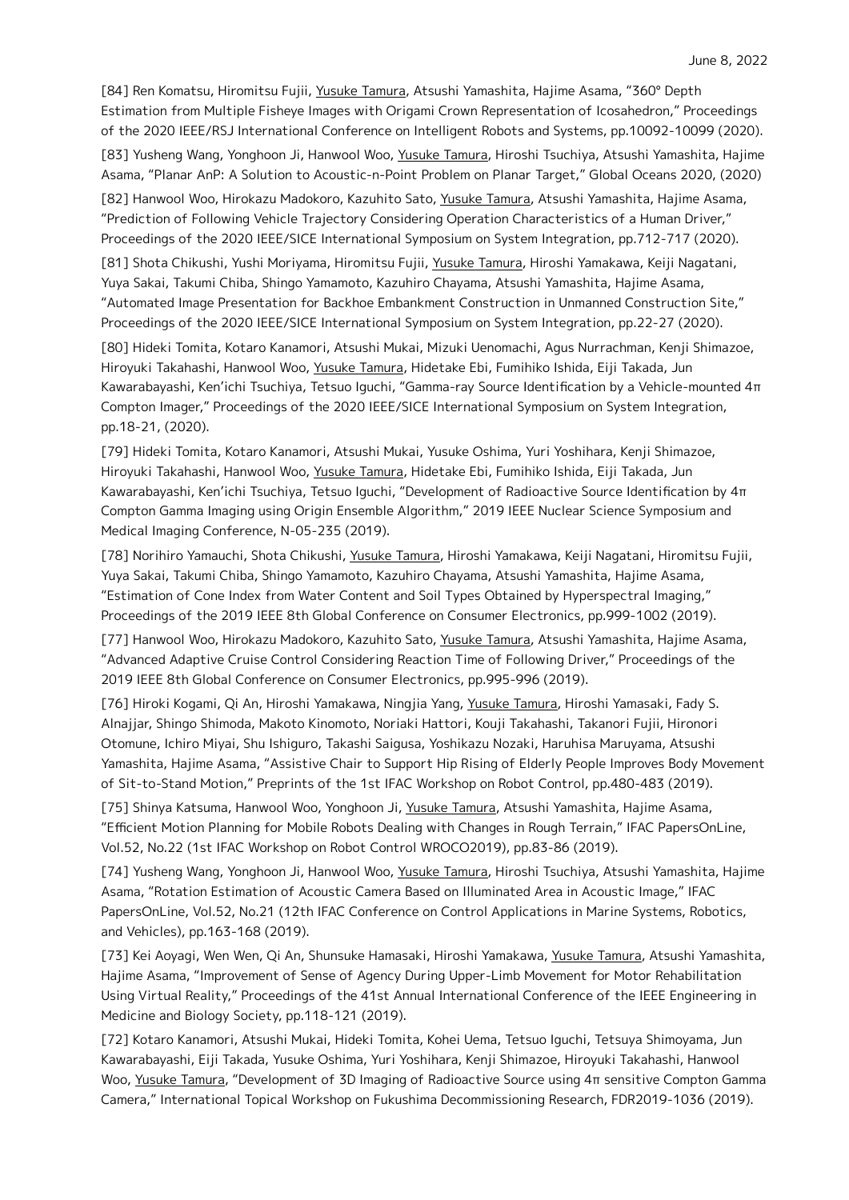[84] Ren Komatsu, Hiromitsu Fujii, Yusuke Tamura, Atsushi Yamashita, Hajime Asama, "360° Depth Estimation from Multiple Fisheye Images with Origami Crown Representation of Icosahedron," Proceedings of the 2020 IEEE/RSJ International Conference on Intelligent Robots and Systems, pp.10092-10099 (2020).

[83] Yusheng Wang, Yonghoon Ji, Hanwool Woo, Yusuke Tamura, Hiroshi Tsuchiya, Atsushi Yamashita, Hajime Asama, "Planar AnP: A Solution to Acoustic-n-Point Problem on Planar Target," Global Oceans 2020, (2020)

[82] Hanwool Woo, Hirokazu Madokoro, Kazuhito Sato, Yusuke Tamura, Atsushi Yamashita, Hajime Asama, "Prediction of Following Vehicle Trajectory Considering Operation Characteristics of a Human Driver," Proceedings of the 2020 IEEE/SICE International Symposium on System Integration, pp.712-717 (2020).

[81] Shota Chikushi, Yushi Moriyama, Hiromitsu Fujii, Yusuke Tamura, Hiroshi Yamakawa, Keiji Nagatani, Yuya Sakai, Takumi Chiba, Shingo Yamamoto, Kazuhiro Chayama, Atsushi Yamashita, Hajime Asama, "Automated Image Presentation for Backhoe Embankment Construction in Unmanned Construction Site," Proceedings of the 2020 IEEE/SICE International Symposium on System Integration, pp.22-27 (2020).

[80] Hideki Tomita, Kotaro Kanamori, Atsushi Mukai, Mizuki Uenomachi, Agus Nurrachman, Kenji Shimazoe, Hiroyuki Takahashi, Hanwool Woo, Yusuke Tamura, Hidetake Ebi, Fumihiko Ishida, Eiji Takada, Jun Kawarabayashi, Ken'ichi Tsuchiya, Tetsuo Iguchi, "Gamma-ray Source Identification by a Vehicle-mounted $4\pi$ Compton Imager," Proceedings of the 2020 IEEE/SICE International Symposium on System Integration, pp.18-21, (2020).

[79] Hideki Tomita, Kotaro Kanamori, Atsushi Mukai, Yusuke Oshima, Yuri Yoshihara, Kenji Shimazoe, Hiroyuki Takahashi, Hanwool Woo, Yusuke Tamura, Hidetake Ebi, Fumihiko Ishida, Eiji Takada, Jun Kawarabayashi, Ken'ichi Tsuchiya, Tetsuo Iguchi, "Development of Radioactive Source Identification by $4\pi$ Compton Gamma Imaging using Origin Ensemble Algorithm," 2019 IEEE Nuclear Science Symposium and Medical Imaging Conference, N-05-235 (2019).

[78] Norihiro Yamauchi, Shota Chikushi, Yusuke Tamura, Hiroshi Yamakawa, Keiji Nagatani, Hiromitsu Fujii, Yuya Sakai, Takumi Chiba, Shingo Yamamoto, Kazuhiro Chayama, Atsushi Yamashita, Hajime Asama, "Estimation of Cone Index from Water Content and Soil Types Obtained by Hyperspectral Imaging," Proceedings of the 2019 IEEE 8th Global Conference on Consumer Electronics, pp.999-1002 (2019).

[77] Hanwool Woo, Hirokazu Madokoro, Kazuhito Sato, Yusuke Tamura, Atsushi Yamashita, Hajime Asama, "Advanced Adaptive Cruise Control Considering Reaction Time of Following Driver," Proceedings of the 2019 IEEE 8th Global Conference on Consumer Electronics, pp.995-996 (2019).

[76] Hiroki Kogami, Qi An, Hiroshi Yamakawa, Ningjia Yang, Yusuke Tamura, Hiroshi Yamasaki, Fady S. Alnajjar, Shingo Shimoda, Makoto Kinomoto, Noriaki Hattori, Kouji Takahashi, Takanori Fujii, Hironori Otomune, Ichiro Miyai, Shu Ishiguro, Takashi Saigusa, Yoshikazu Nozaki, Haruhisa Maruyama, Atsushi Yamashita, Hajime Asama, "Assistive Chair to Support Hip Rising of Elderly People Improves Body Movement of Sit-to-Stand Motion," Preprints of the 1st IFAC Workshop on Robot Control, pp.480-483 (2019).

[75] Shinya Katsuma, Hanwool Woo, Yonghoon Ji, Yusuke Tamura, Atsushi Yamashita, Hajime Asama, "Efficient Motion Planning for Mobile Robots Dealing with Changes in Rough Terrain," IFAC PapersOnLine, Vol.52, No.22 (1st IFAC Workshop on Robot Control WROCO2019), pp.83-86 (2019).

[74] Yusheng Wang, Yonghoon Ji, Hanwool Woo, Yusuke Tamura, Hiroshi Tsuchiya, Atsushi Yamashita, Hajime Asama, "Rotation Estimation of Acoustic Camera Based on Illuminated Area in Acoustic Image," IFAC PapersOnLine, Vol.52, No.21 (12th IFAC Conference on Control Applications in Marine Systems, Robotics, and Vehicles), pp.163-168 (2019).

[73] Kei Aoyagi, Wen Wen, Qi An, Shunsuke Hamasaki, Hiroshi Yamakawa, Yusuke Tamura, Atsushi Yamashita, Hajime Asama, "Improvement of Sense of Agency During Upper-Limb Movement for Motor Rehabilitation Using Virtual Reality," Proceedings of the 41st Annual International Conference of the IEEE Engineering in Medicine and Biology Society, pp.118-121 (2019).

[72] Kotaro Kanamori, Atsushi Mukai, Hideki Tomita, Kohei Uema, Tetsuo Iguchi, Tetsuya Shimoyama, Jun Kawarabayashi, Eiji Takada, Yusuke Oshima, Yuri Yoshihara, Kenji Shimazoe, Hiroyuki Takahashi, Hanwool Woo, Yusuke Tamura, "Development of 3D Imaging of Radioactive Source using $4\pi$ sensitive Compton Gamma Camera," International Topical Workshop on Fukushima Decommissioning Research, FDR2019-1036 (2019).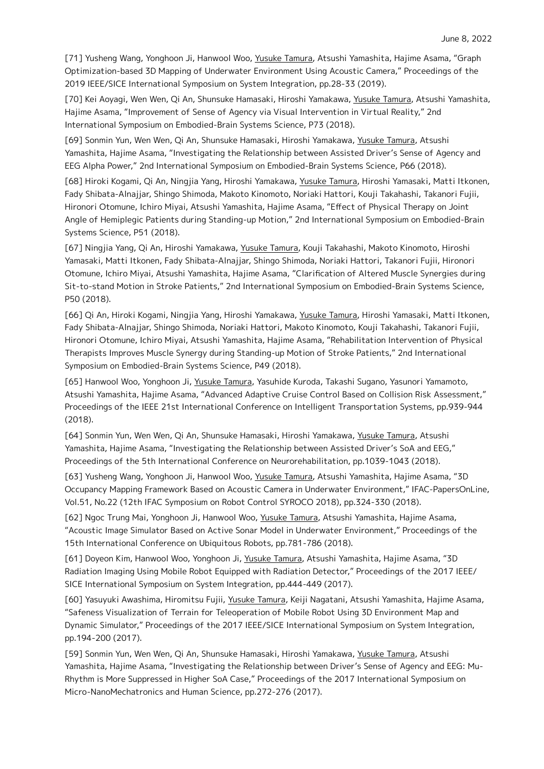[71] Yusheng Wang, Yonghoon Ji, Hanwool Woo, Yusuke Tamura, Atsushi Yamashita, Hajime Asama, "Graph Optimization-based 3D Mapping of Underwater Environment Using Acoustic Camera," Proceedings of the 2019 IEEE/SICE International Symposium on System Integration, pp.28-33 (2019).

[70] Kei Aoyagi, Wen Wen, Qi An, Shunsuke Hamasaki, Hiroshi Yamakawa, Yusuke Tamura, Atsushi Yamashita, Hajime Asama, "Improvement of Sense of Agency via Visual Intervention in Virtual Reality," 2nd International Symposium on Embodied-Brain Systems Science, P73 (2018).

[69] Sonmin Yun, Wen Wen, Qi An, Shunsuke Hamasaki, Hiroshi Yamakawa, Yusuke Tamura, Atsushi Yamashita, Hajime Asama, "Investigating the Relationship between Assisted Driver's Sense of Agency and EEG Alpha Power," 2nd International Symposium on Embodied-Brain Systems Science, P66 (2018).

[68] Hiroki Kogami, Qi An, Ningjia Yang, Hiroshi Yamakawa, Yusuke Tamura, Hiroshi Yamasaki, Matti Itkonen, Fady Shibata-Alnajjar, Shingo Shimoda, Makoto Kinomoto, Noriaki Hattori, Kouji Takahashi, Takanori Fujii, Hironori Otomune, Ichiro Miyai, Atsushi Yamashita, Hajime Asama, "Effect of Physical Therapy on Joint Angle of Hemiplegic Patients during Standing-up Motion," 2nd International Symposium on Embodied-Brain Systems Science, P51 (2018).

[67] Ningjia Yang, Qi An, Hiroshi Yamakawa, Yusuke Tamura, Kouji Takahashi, Makoto Kinomoto, Hiroshi Yamasaki, Matti Itkonen, Fady Shibata-Alnajjar, Shingo Shimoda, Noriaki Hattori, Takanori Fujii, Hironori Otomune, Ichiro Miyai, Atsushi Yamashita, Hajime Asama, "Clarification of Altered Muscle Synergies during Sit-to-stand Motion in Stroke Patients," 2nd International Symposium on Embodied-Brain Systems Science, P50 (2018).

[66] Qi An, Hiroki Kogami, Ningjia Yang, Hiroshi Yamakawa, Yusuke Tamura, Hiroshi Yamasaki, Matti Itkonen, Fady Shibata-Alnajjar, Shingo Shimoda, Noriaki Hattori, Makoto Kinomoto, Kouji Takahashi, Takanori Fujii, Hironori Otomune, Ichiro Miyai, Atsushi Yamashita, Hajime Asama, "Rehabilitation Intervention of Physical Therapists Improves Muscle Synergy during Standing-up Motion of Stroke Patients," 2nd International Symposium on Embodied-Brain Systems Science, P49 (2018).

[65] Hanwool Woo, Yonghoon Ji, Yusuke Tamura, Yasuhide Kuroda, Takashi Sugano, Yasunori Yamamoto, Atsushi Yamashita, Hajime Asama, "Advanced Adaptive Cruise Control Based on Collision Risk Assessment," Proceedings of the IEEE 21st International Conference on Intelligent Transportation Systems, pp.939-944 (2018).

[64] Sonmin Yun, Wen Wen, Qi An, Shunsuke Hamasaki, Hiroshi Yamakawa, Yusuke Tamura, Atsushi Yamashita, Hajime Asama, "Investigating the Relationship between Assisted Driver's SoA and EEG," Proceedings of the 5th International Conference on Neurorehabilitation, pp.1039-1043 (2018).

[63] Yusheng Wang, Yonghoon Ji, Hanwool Woo, Yusuke Tamura, Atsushi Yamashita, Hajime Asama, "3D Occupancy Mapping Framework Based on Acoustic Camera in Underwater Environment," IFAC-PapersOnLine, Vol.51, No.22 (12th IFAC Symposium on Robot Control SYROCO 2018), pp.324-330 (2018).

[62] Ngoc Trung Mai, Yonghoon Ji, Hanwool Woo, Yusuke Tamura, Atsushi Yamashita, Hajime Asama, "Acoustic Image Simulator Based on Active Sonar Model in Underwater Environment," Proceedings of the 15th International Conference on Ubiquitous Robots, pp.781-786 (2018).

[61] Doyeon Kim, Hanwool Woo, Yonghoon Ji, Yusuke Tamura, Atsushi Yamashita, Hajime Asama, "3D Radiation Imaging Using Mobile Robot Equipped with Radiation Detector," Proceedings of the 2017 IEEE/SICE International Symposium on System Integration, pp.444-449 (2017).

[60] Yasuyuki Awashima, Hiromitsu Fujii, Yusuke Tamura, Keiji Nagatani, Atsushi Yamashita, Hajime Asama, "Safeness Visualization of Terrain for Teleoperation of Mobile Robot Using 3D Environment Map and Dynamic Simulator," Proceedings of the 2017 IEEE/SICE International Symposium on System Integration, pp.194-200 (2017).

[59] Sonmin Yun, Wen Wen, Qi An, Shunsuke Hamasaki, Hiroshi Yamakawa, Yusuke Tamura, Atsushi Yamashita, Hajime Asama, "Investigating the Relationship between Driver's Sense of Agency and EEG: Mu-Rhythm is More Suppressed in Higher SoA Case," Proceedings of the 2017 International Symposium on Micro-NanoMechatronics and Human Science, pp.272-276 (2017).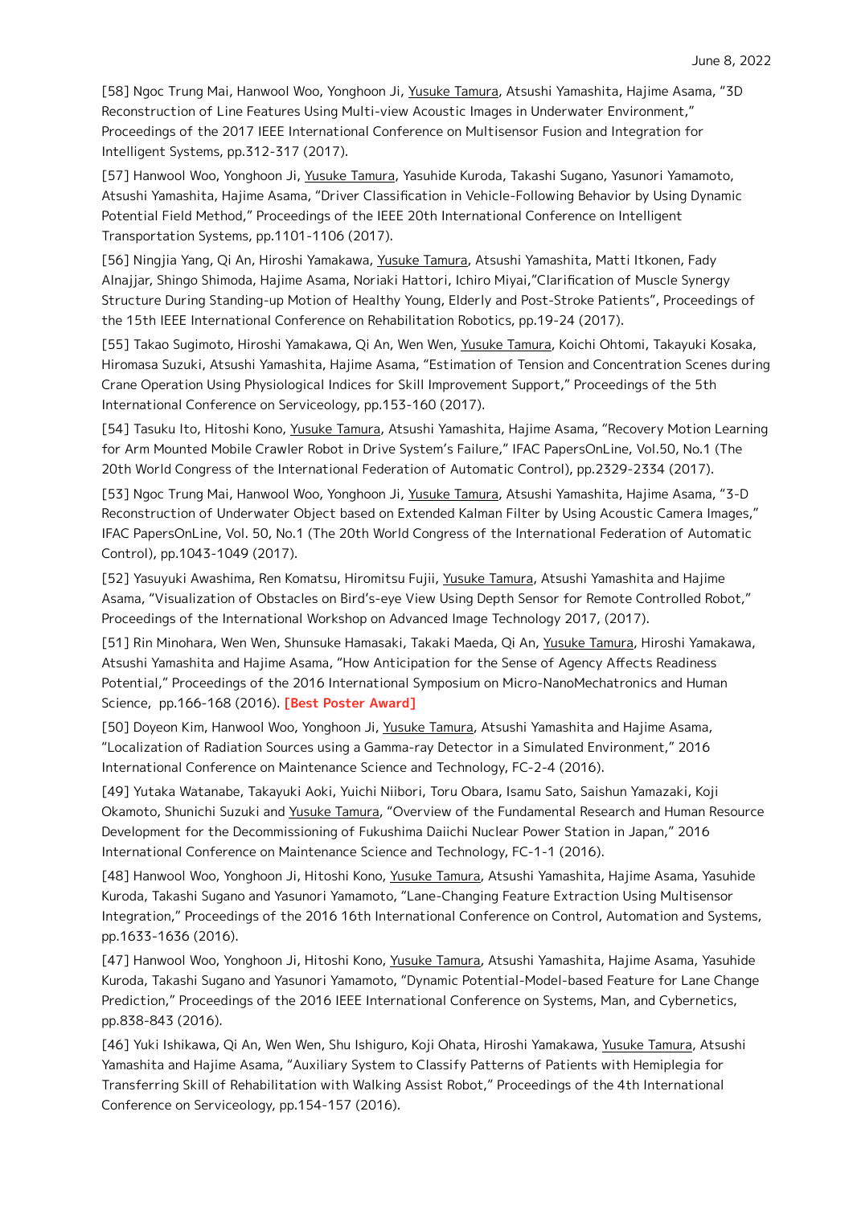[58] Ngoc Trung Mai, Hanwool Woo, Yonghoon Ji, Yusuke Tamura, Atsushi Yamashita, Hajime Asama, "3D Reconstruction of Line Features Using Multi-view Acoustic Images in Underwater Environment," Proceedings of the 2017 IEEE International Conference on Multisensor Fusion and Integration for Intelligent Systems, pp.312-317 (2017).

[57] Hanwool Woo, Yonghoon Ji, Yusuke Tamura, Yasuhide Kuroda, Takashi Sugano, Yasunori Yamamoto, Atsushi Yamashita, Hajime Asama, "Driver Classification in Vehicle-Following Behavior by Using Dynamic Potential Field Method," Proceedings of the IEEE 20th International Conference on Intelligent Transportation Systems, pp.1101-1106 (2017).

[56] Ningjia Yang, Qi An, Hiroshi Yamakawa, Yusuke Tamura, Atsushi Yamashita, Matti Itkonen, Fady Alnajjar, Shingo Shimoda, Hajime Asama, Noriaki Hattori, Ichiro Miyai,"Clarification of Muscle Synergy Structure During Standing-up Motion of Healthy Young, Elderly and Post-Stroke Patients", Proceedings of the 15th IEEE International Conference on Rehabilitation Robotics, pp.19-24 (2017).

[55] Takao Sugimoto, Hiroshi Yamakawa, Qi An, Wen Wen, Yusuke Tamura, Koichi Ohtomi, Takayuki Kosaka, Hiromasa Suzuki, Atsushi Yamashita, Hajime Asama, "Estimation of Tension and Concentration Scenes during Crane Operation Using Physiological Indices for Skill Improvement Support," Proceedings of the 5th International Conference on Serviceology, pp.153-160 (2017).

[54] Tasuku Ito, Hitoshi Kono, Yusuke Tamura, Atsushi Yamashita, Hajime Asama, "Recovery Motion Learning for Arm Mounted Mobile Crawler Robot in Drive System's Failure," IFAC PapersOnLine, Vol.50, No.1 (The 20th World Congress of the International Federation of Automatic Control), pp.2329-2334 (2017).

[53] Ngoc Trung Mai, Hanwool Woo, Yonghoon Ji, Yusuke Tamura, Atsushi Yamashita, Hajime Asama, "3-D Reconstruction of Underwater Object based on Extended Kalman Filter by Using Acoustic Camera Images," IFAC PapersOnLine, Vol. 50, No.1 (The 20th World Congress of the International Federation of Automatic Control), pp.1043-1049 (2017).

[52] Yasuyuki Awashima, Ren Komatsu, Hiromitsu Fujii, Yusuke Tamura, Atsushi Yamashita and Hajime Asama, "Visualization of Obstacles on Bird's-eye View Using Depth Sensor for Remote Controlled Robot," Proceedings of the International Workshop on Advanced Image Technology 2017, (2017).

[51] Rin Minohara, Wen Wen, Shunsuke Hamasaki, Takaki Maeda, Qi An, Yusuke Tamura, Hiroshi Yamakawa, Atsushi Yamashita and Hajime Asama, "How Anticipation for the Sense of Agency Affects Readiness Potential," Proceedings of the 2016 International Symposium on Micro-NanoMechatronics and Human Science, pp.166-168 (2016). **[Best Poster Award]**

[50] Doyeon Kim, Hanwool Woo, Yonghoon Ji, Yusuke Tamura, Atsushi Yamashita and Hajime Asama, "Localization of Radiation Sources using a Gamma-ray Detector in a Simulated Environment," 2016 International Conference on Maintenance Science and Technology, FC-2-4 (2016).

[49] Yutaka Watanabe, Takayuki Aoki, Yuichi Niibori, Toru Obara, Isamu Sato, Saishun Yamazaki, Koji Okamoto, Shunichi Suzuki and Yusuke Tamura, "Overview of the Fundamental Research and Human Resource Development for the Decommissioning of Fukushima Daiichi Nuclear Power Station in Japan," 2016 International Conference on Maintenance Science and Technology, FC-1-1 (2016).

[48] Hanwool Woo, Yonghoon Ji, Hitoshi Kono, Yusuke Tamura, Atsushi Yamashita, Hajime Asama, Yasuhide Kuroda, Takashi Sugano and Yasunori Yamamoto, "Lane-Changing Feature Extraction Using Multisensor Integration," Proceedings of the 2016 16th International Conference on Control, Automation and Systems, pp.1633-1636 (2016).

[47] Hanwool Woo, Yonghoon Ji, Hitoshi Kono, Yusuke Tamura, Atsushi Yamashita, Hajime Asama, Yasuhide Kuroda, Takashi Sugano and Yasunori Yamamoto, "Dynamic Potential-Model-based Feature for Lane Change Prediction," Proceedings of the 2016 IEEE International Conference on Systems, Man, and Cybernetics, pp.838-843 (2016).

[46] Yuki Ishikawa, Qi An, Wen Wen, Shu Ishiguro, Koji Ohata, Hiroshi Yamakawa, Yusuke Tamura, Atsushi Yamashita and Hajime Asama, "Auxiliary System to Classify Patterns of Patients with Hemiplegia for Transferring Skill of Rehabilitation with Walking Assist Robot," Proceedings of the 4th International Conference on Serviceology, pp.154-157 (2016).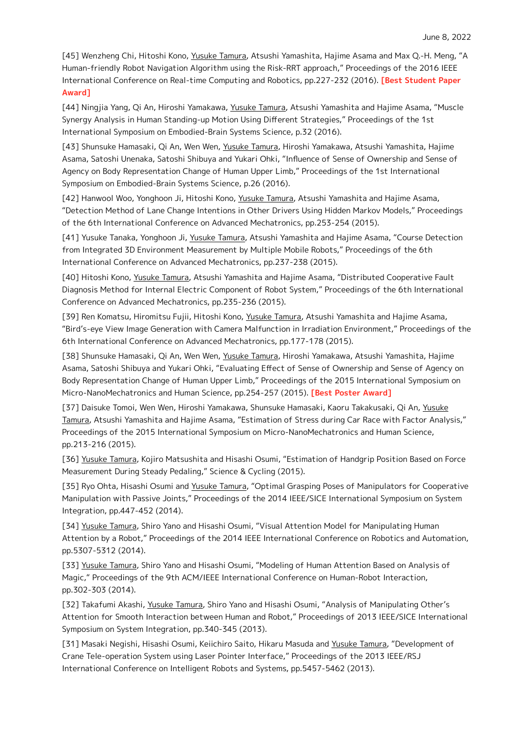[45] Wenzheng Chi, Hitoshi Kono, Yusuke Tamura, Atsushi Yamashita, Hajime Asama and Max Q.-H. Meng, "A Human-friendly Robot Navigation Algorithm using the Risk-RRT approach," Proceedings of the 2016 IEEE International Conference on Real-time Computing and Robotics, pp.227-232 (2016). **[Best Student Paper Award]**

[44] Ningjia Yang, Qi An, Hiroshi Yamakawa, Yusuke Tamura, Atsushi Yamashita and Hajime Asama, "Muscle Synergy Analysis in Human Standing-up Motion Using Different Strategies," Proceedings of the 1st International Symposium on Embodied-Brain Systems Science, p.32 (2016).

[43] Shunsuke Hamasaki, Qi An, Wen Wen, Yusuke Tamura, Hiroshi Yamakawa, Atsushi Yamashita, Hajime Asama, Satoshi Unenaka, Satoshi Shibuya and Yukari Ohki, "Influence of Sense of Ownership and Sense of Agency on Body Representation Change of Human Upper Limb," Proceedings of the 1st International Symposium on Embodied-Brain Systems Science, p.26 (2016).

[42] Hanwool Woo, Yonghoon Ji, Hitoshi Kono, Yusuke Tamura, Atsushi Yamashita and Hajime Asama, "Detection Method of Lane Change Intentions in Other Drivers Using Hidden Markov Models," Proceedings of the 6th International Conference on Advanced Mechatronics, pp.253-254 (2015).

[41] Yusuke Tanaka, Yonghoon Ji, Yusuke Tamura, Atsushi Yamashita and Hajime Asama, "Course Detection from Integrated 3D Environment Measurement by Multiple Mobile Robots," Proceedings of the 6th International Conference on Advanced Mechatronics, pp.237-238 (2015).

[40] Hitoshi Kono, Yusuke Tamura, Atsushi Yamashita and Hajime Asama, "Distributed Cooperative Fault Diagnosis Method for Internal Electric Component of Robot System," Proceedings of the 6th International Conference on Advanced Mechatronics, pp.235-236 (2015).

[39] Ren Komatsu, Hiromitsu Fujii, Hitoshi Kono, Yusuke Tamura, Atsushi Yamashita and Hajime Asama, "Bird's-eye View Image Generation with Camera Malfunction in Irradiation Environment," Proceedings of the 6th International Conference on Advanced Mechatronics, pp.177-178 (2015).

[38] Shunsuke Hamasaki, Qi An, Wen Wen, Yusuke Tamura, Hiroshi Yamakawa, Atsushi Yamashita, Hajime Asama, Satoshi Shibuya and Yukari Ohki, "Evaluating Effect of Sense of Ownership and Sense of Agency on Body Representation Change of Human Upper Limb," Proceedings of the 2015 International Symposium on Micro-NanoMechatronics and Human Science, pp.254-257 (2015). **[Best Poster Award]**

[37] Daisuke Tomoi, Wen Wen, Hiroshi Yamakawa, Shunsuke Hamasaki, Kaoru Takakusaki, Qi An, Yusuke Tamura, Atsushi Yamashita and Hajime Asama, "Estimation of Stress during Car Race with Factor Analysis," Proceedings of the 2015 International Symposium on Micro-NanoMechatronics and Human Science, pp.213-216 (2015).

[36] Yusuke Tamura, Kojiro Matsushita and Hisashi Osumi, "Estimation of Handgrip Position Based on Force Measurement During Steady Pedaling," Science & Cycling (2015).

[35] Ryo Ohta, Hisashi Osumi and Yusuke Tamura, "Optimal Grasping Poses of Manipulators for Cooperative Manipulation with Passive Joints," Proceedings of the 2014 IEEE/SICE International Symposium on System Integration, pp.447-452 (2014).

[34] Yusuke Tamura, Shiro Yano and Hisashi Osumi, "Visual Attention Model for Manipulating Human Attention by a Robot," Proceedings of the 2014 IEEE International Conference on Robotics and Automation, pp.5307-5312 (2014).

[33] Yusuke Tamura, Shiro Yano and Hisashi Osumi, "Modeling of Human Attention Based on Analysis of Magic," Proceedings of the 9th ACM/IEEE International Conference on Human-Robot Interaction, pp.302-303 (2014).

[32] Takafumi Akashi, Yusuke Tamura, Shiro Yano and Hisashi Osumi, "Analysis of Manipulating Other's Attention for Smooth Interaction between Human and Robot," Proceedings of 2013 IEEE/SICE International Symposium on System Integration, pp.340-345 (2013).

[31] Masaki Negishi, Hisashi Osumi, Keiichiro Saito, Hikaru Masuda and Yusuke Tamura, "Development of Crane Tele-operation System using Laser Pointer Interface," Proceedings of the 2013 IEEE/RSJ International Conference on Intelligent Robots and Systems, pp.5457-5462 (2013).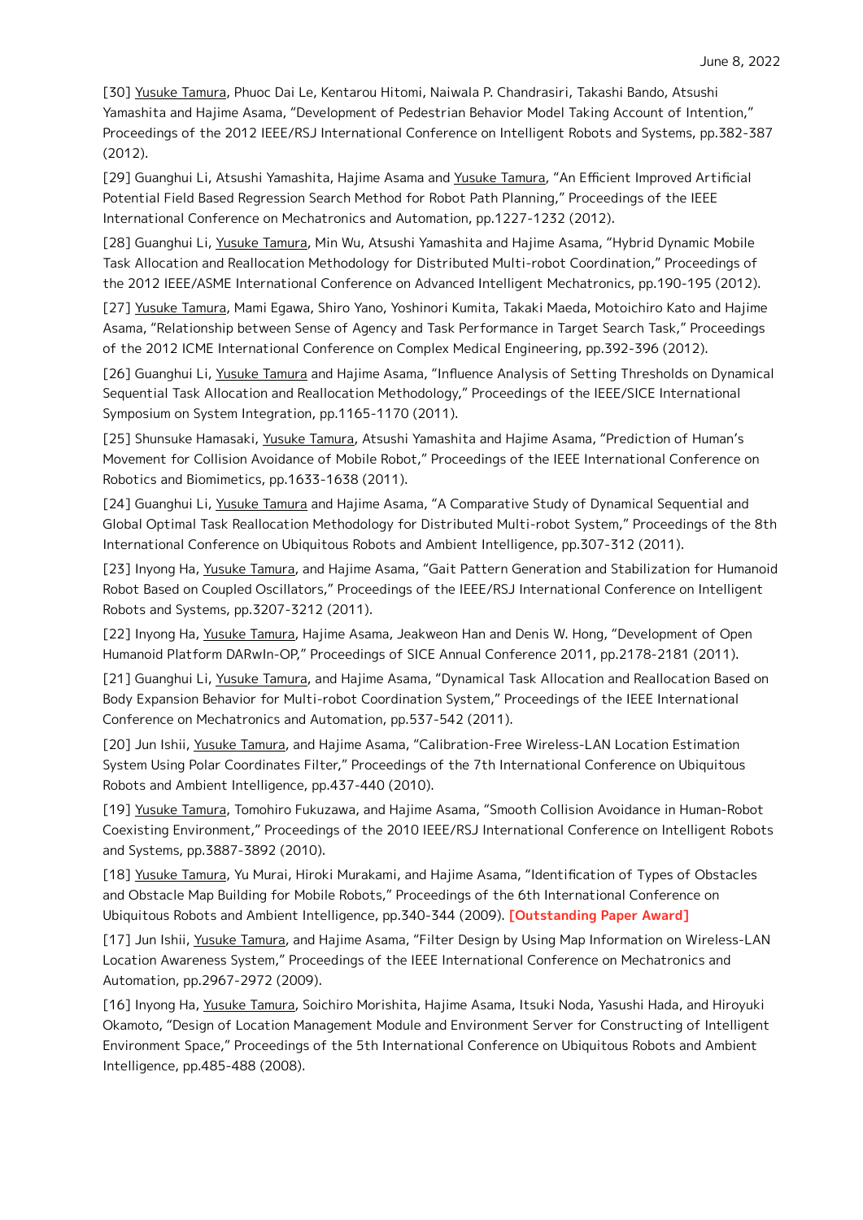[30] <u>Yusuke Tamura</u>, Phuoc Dai Le, Kentarou Hitomi, Naiwala P. Chandrasiri, Takashi Bando, Atsushi Yamashita and Hajime Asama, "Development of Pedestrian Behavior Model Taking Account of Intention," Proceedings of the 2012 IEEE/RSJ International Conference on Intelligent Robots and Systems, pp.382-387 (2012).

[29] Guanghui Li, Atsushi Yamashita, Hajime Asama and <u>Yusuke Tamura</u>, "An Efficient Improved Artificial Potential Field Based Regression Search Method for Robot Path Planning," Proceedings of the IEEE International Conference on Mechatronics and Automation, pp.1227-1232 (2012).

[28] Guanghui Li, <u>Yusuke Tamura</u>, Min Wu, Atsushi Yamashita and Hajime Asama, "Hybrid Dynamic Mobile Task Allocation and Reallocation Methodology for Distributed Multi-robot Coordination," Proceedings of the 2012 IEEE/ASME International Conference on Advanced Intelligent Mechatronics, pp.190-195 (2012).

[27] <u>Yusuke Tamura</u>, Mami Egawa, Shiro Yano, Yoshinori Kumita, Takaki Maeda, Motoichiro Kato and Hajime Asama, "Relationship between Sense of Agency and Task Performance in Target Search Task," Proceedings of the 2012 ICME International Conference on Complex Medical Engineering, pp.392-396 (2012).

[26] Guanghui Li, <u>Yusuke Tamura</u> and Hajime Asama, "Influence Analysis of Setting Thresholds on Dynamical Sequential Task Allocation and Reallocation Methodology," Proceedings of the IEEE/SICE International Symposium on System Integration, pp.1165-1170 (2011).

[25] Shunsuke Hamasaki, <u>Yusuke Tamura</u>, Atsushi Yamashita and Hajime Asama, "Prediction of Human's Movement for Collision Avoidance of Mobile Robot," Proceedings of the IEEE International Conference on Robotics and Biomimetics, pp.1633-1638 (2011).

[24] Guanghui Li, <u>Yusuke Tamura</u> and Hajime Asama, "A Comparative Study of Dynamical Sequential and Global Optimal Task Reallocation Methodology for Distributed Multi-robot System," Proceedings of the 8th International Conference on Ubiquitous Robots and Ambient Intelligence, pp.307-312 (2011).

[23] Inyong Ha, <u>Yusuke Tamura</u>, and Hajime Asama, "Gait Pattern Generation and Stabilization for Humanoid Robot Based on Coupled Oscillators," Proceedings of the IEEE/RSJ International Conference on Intelligent Robots and Systems, pp.3207-3212 (2011).

[22] Inyong Ha, <u>Yusuke Tamura</u>, Hajime Asama, Jeakweon Han and Denis W. Hong, "Development of Open Humanoid Platform DARwIn-OP," Proceedings of SICE Annual Conference 2011, pp.2178-2181 (2011).

[21] Guanghui Li, <u>Yusuke Tamura</u>, and Hajime Asama, "Dynamical Task Allocation and Reallocation Based on Body Expansion Behavior for Multi-robot Coordination System," Proceedings of the IEEE International Conference on Mechatronics and Automation, pp.537-542 (2011).

[20] Jun Ishii, <u>Yusuke Tamura</u>, and Hajime Asama, "Calibration-Free Wireless-LAN Location Estimation System Using Polar Coordinates Filter," Proceedings of the 7th International Conference on Ubiquitous Robots and Ambient Intelligence, pp.437-440 (2010).

[19] <u>Yusuke Tamura</u>, Tomohiro Fukuzawa, and Hajime Asama, "Smooth Collision Avoidance in Human-Robot Coexisting Environment," Proceedings of the 2010 IEEE/RSJ International Conference on Intelligent Robots and Systems, pp.3887-3892 (2010).

[18] <u>Yusuke Tamura</u>, Yu Murai, Hiroki Murakami, and Hajime Asama, "Identification of Types of Obstacles and Obstacle Map Building for Mobile Robots," Proceedings of the 6th International Conference on Ubiquitous Robots and Ambient Intelligence, pp.340-344 (2009). **[Outstanding Paper Award]**

[17] Jun Ishii, <u>Yusuke Tamura</u>, and Hajime Asama, "Filter Design by Using Map Information on Wireless-LAN Location Awareness System," Proceedings of the IEEE International Conference on Mechatronics and Automation, pp.2967-2972 (2009).

[16] Inyong Ha, <u>Yusuke Tamura</u>, Soichiro Morishita, Hajime Asama, Itsuki Noda, Yasushi Hada, and Hiroyuki Okamoto, "Design of Location Management Module and Environment Server for Constructing of Intelligent Environment Space," Proceedings of the 5th International Conference on Ubiquitous Robots and Ambient Intelligence, pp.485-488 (2008).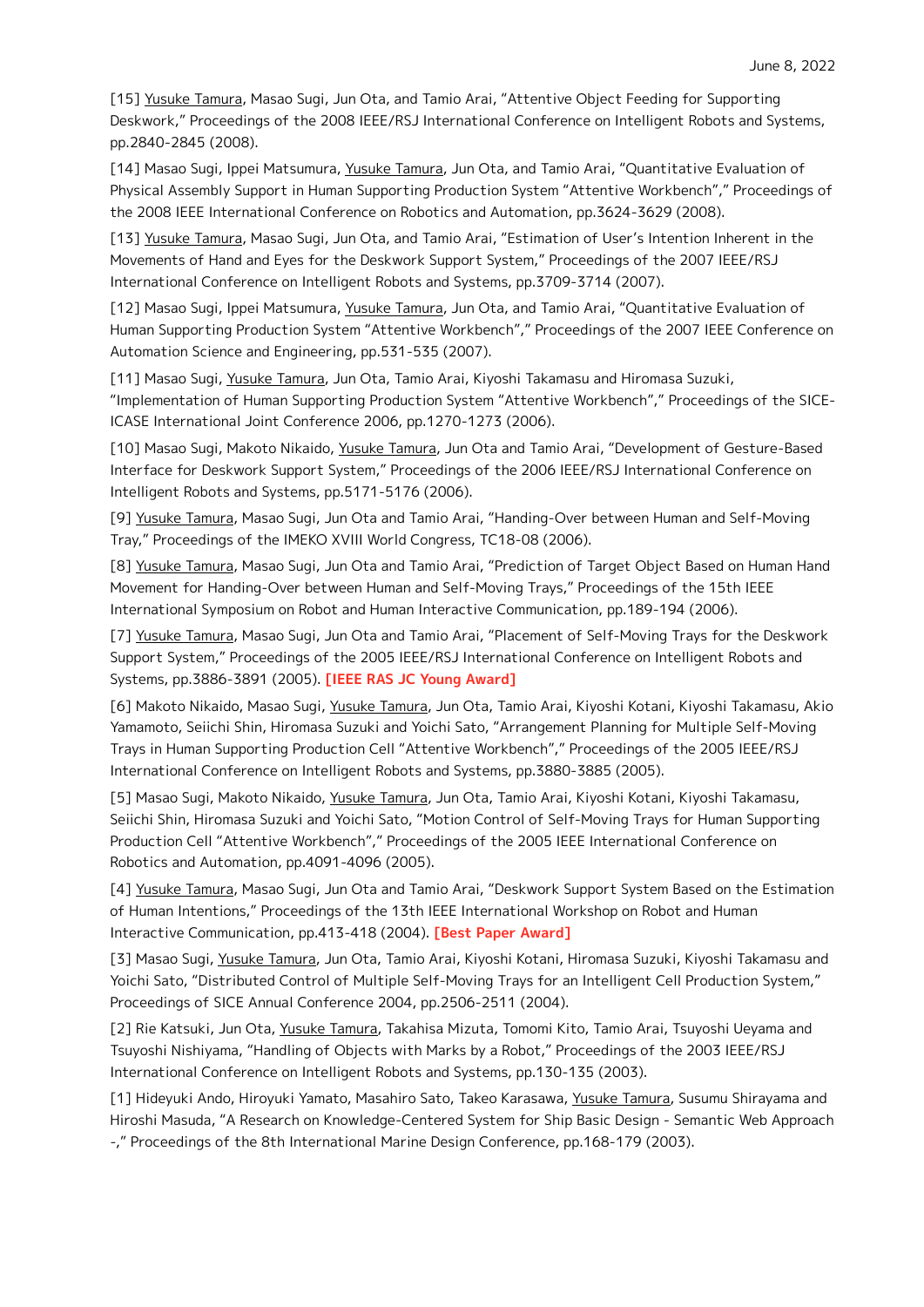[15] Yusuke Tamura, Masao Sugi, Jun Ota, and Tamio Arai, "Attentive Object Feeding for Supporting Deskwork," Proceedings of the 2008 IEEE/RSJ International Conference on Intelligent Robots and Systems, pp.2840-2845 (2008).

[14] Masao Sugi, Ippei Matsumura, Yusuke Tamura, Jun Ota, and Tamio Arai, "Quantitative Evaluation of Physical Assembly Support in Human Supporting Production System "Attentive Workbench"," Proceedings of the 2008 IEEE International Conference on Robotics and Automation, pp.3624-3629 (2008).

[13] Yusuke Tamura, Masao Sugi, Jun Ota, and Tamio Arai, "Estimation of User's Intention Inherent in the Movements of Hand and Eyes for the Deskwork Support System," Proceedings of the 2007 IEEE/RSJ International Conference on Intelligent Robots and Systems, pp.3709-3714 (2007).

[12] Masao Sugi, Ippei Matsumura, Yusuke Tamura, Jun Ota, and Tamio Arai, "Quantitative Evaluation of Human Supporting Production System "Attentive Workbench"," Proceedings of the 2007 IEEE Conference on Automation Science and Engineering, pp.531-535 (2007).

[11] Masao Sugi, Yusuke Tamura, Jun Ota, Tamio Arai, Kiyoshi Takamasu and Hiromasa Suzuki, "Implementation of Human Supporting Production System "Attentive Workbench"," Proceedings of the SICE-ICASE International Joint Conference 2006, pp.1270-1273 (2006).

[10] Masao Sugi, Makoto Nikaido, Yusuke Tamura, Jun Ota and Tamio Arai, "Development of Gesture-Based Interface for Deskwork Support System," Proceedings of the 2006 IEEE/RSJ International Conference on Intelligent Robots and Systems, pp.5171-5176 (2006).

[9] Yusuke Tamura, Masao Sugi, Jun Ota and Tamio Arai, "Handing-Over between Human and Self-Moving Tray," Proceedings of the IMEKO XVIII World Congress, TC18-08 (2006).

[8] Yusuke Tamura, Masao Sugi, Jun Ota and Tamio Arai, "Prediction of Target Object Based on Human Hand Movement for Handing-Over between Human and Self-Moving Trays," Proceedings of the 15th IEEE International Symposium on Robot and Human Interactive Communication, pp.189-194 (2006).

[7] Yusuke Tamura, Masao Sugi, Jun Ota and Tamio Arai, "Placement of Self-Moving Trays for the Deskwork Support System," Proceedings of the 2005 IEEE/RSJ International Conference on Intelligent Robots and Systems, pp.3886-3891 (2005). **[IEEE RAS JC Young Award]**

[6] Makoto Nikaido, Masao Sugi, Yusuke Tamura, Jun Ota, Tamio Arai, Kiyoshi Kotani, Kiyoshi Takamasu, Akio Yamamoto, Seiichi Shin, Hiromasa Suzuki and Yoichi Sato, "Arrangement Planning for Multiple Self-Moving Trays in Human Supporting Production Cell "Attentive Workbench"," Proceedings of the 2005 IEEE/RSJ International Conference on Intelligent Robots and Systems, pp.3880-3885 (2005).

[5] Masao Sugi, Makoto Nikaido, Yusuke Tamura, Jun Ota, Tamio Arai, Kiyoshi Kotani, Kiyoshi Takamasu, Seiichi Shin, Hiromasa Suzuki and Yoichi Sato, "Motion Control of Self-Moving Trays for Human Supporting Production Cell "Attentive Workbench"," Proceedings of the 2005 IEEE International Conference on Robotics and Automation, pp.4091-4096 (2005).

[4] Yusuke Tamura, Masao Sugi, Jun Ota and Tamio Arai, "Deskwork Support System Based on the Estimation of Human Intentions," Proceedings of the 13th IEEE International Workshop on Robot and Human Interactive Communication, pp.413-418 (2004). **[Best Paper Award]**

[3] Masao Sugi, Yusuke Tamura, Jun Ota, Tamio Arai, Kiyoshi Kotani, Hiromasa Suzuki, Kiyoshi Takamasu and Yoichi Sato, "Distributed Control of Multiple Self-Moving Trays for an Intelligent Cell Production System," Proceedings of SICE Annual Conference 2004, pp.2506-2511 (2004).

[2] Rie Katsuki, Jun Ota, Yusuke Tamura, Takahisa Mizuta, Tomomi Kito, Tamio Arai, Tsuyoshi Ueyama and Tsuyoshi Nishiyama, "Handling of Objects with Marks by a Robot," Proceedings of the 2003 IEEE/RSJ International Conference on Intelligent Robots and Systems, pp.130-135 (2003).

[1] Hideyuki Ando, Hiroyuki Yamato, Masahiro Sato, Takeo Karasawa, Yusuke Tamura, Susumu Shirayama and Hiroshi Masuda, "A Research on Knowledge-Centered System for Ship Basic Design - Semantic Web Approach -," Proceedings of the 8th International Marine Design Conference, pp.168-179 (2003).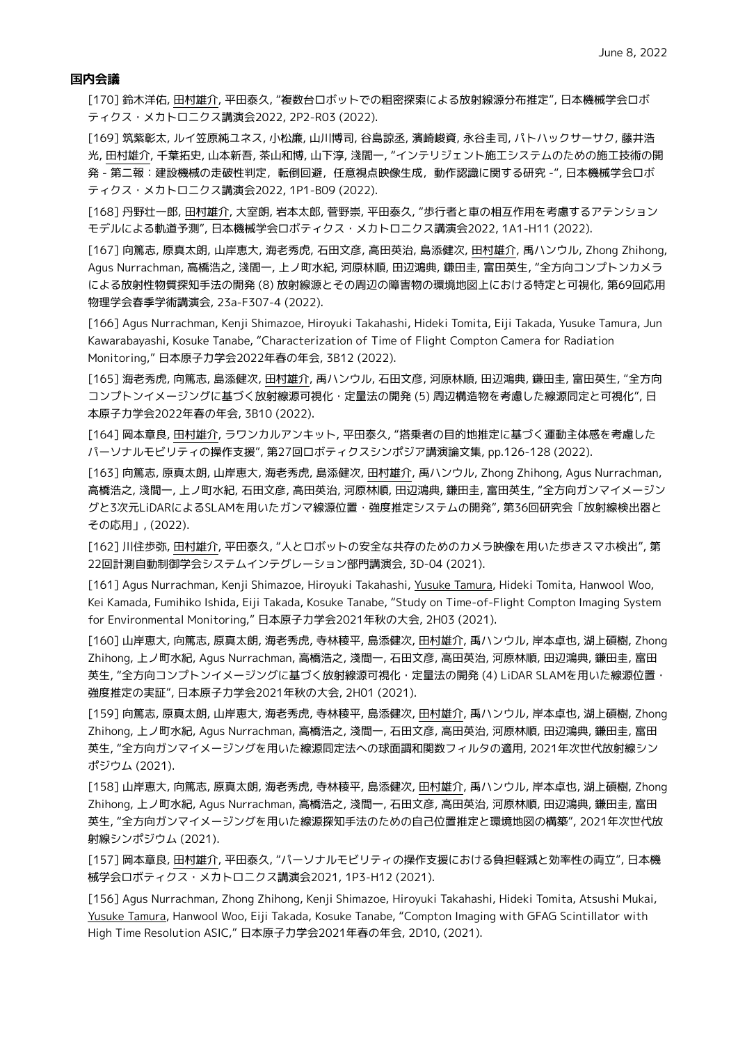### 国内会議

[170] 鈴木洋佑, 田村雄介, 平田泰久, "複数台ロボットでの粗密探索による放射線源分布推定", 日本機械学会ロボティクス・メカトロニクス講演会2022, 2P2-R03 (2022).

[169] 筑紫彰太, ルイ笠原純ユネス, 小松廉, 山川博司, 谷島諒丞, 濱崎峻資, 永谷圭司, パトハックサーサク, 藤井浩光, 田村雄介, 千葉拓史, 山本新吾, 茶山和博, 山下淳, 淺間一, "インテリジェント施工システムのための施工技術の開発 - 第二報：建設機械の走破性判定，転倒回避，任意視点映像生成，動作認識に関する研究 -", 日本機械学会ロボティクス・メカトロニクス講演会2022, 1P1-B09 (2022).

[168] 丹野壮一郎, 田村雄介, 大室朗, 岩本太郎, 菅野崇, 平田泰久, "歩行者と車の相互作用を考慮するアテンションモデルによる軌道予測", 日本機械学会ロボティクス・メカトロニクス講演会2022, 1A1-H11 (2022).

[167] 向篤志, 原真太朗, 山岸恵大, 海老秀虎, 石田文彦, 高田英治, 島添健次, 田村雄介, 禹ハンウル, Zhong Zhihong, Agus Nurrachman, 高橋浩之, 淺間一, 上ノ町水紀, 河原林順, 田辺鴻典, 鎌田圭, 富田英生, "全方向コンプトンカメラによる放射性物質探知手法の開発 (8) 放射線源とその周辺の障害物の環境地図上における特定と可視化, 第69回応用物理学会春季学術講演会, 23a-F307-4 (2022).

[166] Agus Nurrachman, Kenji Shimazoe, Hiroyuki Takahashi, Hideki Tomita, Eiji Takada, Yusuke Tamura, Jun Kawarabayashi, Kosuke Tanabe, "Characterization of Time of Flight Compton Camera for Radiation Monitoring," 日本原子力学会2022年春の年会, 3B12 (2022).

[165] 海老秀虎, 向篤志, 島添健次, 田村雄介, 禹ハンウル, 石田文彦, 河原林順, 田辺鴻典, 鎌田圭, 富田英生, "全方向コンプトンイメージングに基づく放射線源可視化・定量法の開発 (5) 周辺構造物を考慮した線源同定と可視化", 日本原子力学会2022年春の年会, 3B10 (2022).

[164] 岡本章良, 田村雄介, ラワンカルアンキット, 平田泰久, "搭乗者の目的地推定に基づく運動主体感を考慮したパーソナルモビリティの操作支援", 第27回ロボティクスシンポジア講演論文集, pp.126-128 (2022).

[163] 向篤志, 原真太朗, 山岸恵大, 海老秀虎, 島添健次, 田村雄介, 禹ハンウル, Zhong Zhihong, Agus Nurrachman, 高橋浩之, 淺間一, 上ノ町水紀, 石田文彦, 高田英治, 河原林順, 田辺鴻典, 鎌田圭, 富田英生, "全方向ガンマイメージングと3次元LiDARによるSLAMを用いたガンマ線源位置・強度推定システムの開発", 第36回研究会「放射線検出器とその応用」, (2022).

[162] 川住歩弥, 田村雄介, 平田泰久, "人とロボットの安全な共存のためのカメラ映像を用いた歩きスマホ検出", 第22回計測自動制御学会システムインテグレーション部門講演会, 3D-04 (2021).

[161] Agus Nurrachman, Kenji Shimazoe, Hiroyuki Takahashi, Yusuke Tamura, Hideki Tomita, Hanwool Woo, Kei Kamada, Fumihiko Ishida, Eiji Takada, Kosuke Tanabe, "Study on Time-of-Flight Compton Imaging System for Environmental Monitoring," 日本原子力学会2021年秋の大会, 2H03 (2021).

[160] 山岸恵大, 向篤志, 原真太朗, 海老秀虎, 寺林稜平, 島添健次, 田村雄介, 禹ハンウル, 岸本卓也, 湖上碩樹, Zhong Zhihong, 上ノ町水紀, Agus Nurrachman, 高橋浩之, 淺間一, 石田文彦, 高田英治, 河原林順, 田辺鴻典, 鎌田圭, 富田英生, "全方向コンプトンイメージングに基づく放射線源可視化・定量法の開発 (4) LiDAR SLAMを用いた線源位置・強度推定の実証", 日本原子力学会2021年秋の大会, 2H01 (2021).

[159] 向篤志, 原真太朗, 山岸恵大, 海老秀虎, 寺林稜平, 島添健次, 田村雄介, 禹ハンウル, 岸本卓也, 湖上碩樹, Zhong Zhihong, 上ノ町水紀, Agus Nurrachman, 高橋浩之, 淺間一, 石田文彦, 高田英治, 河原林順, 田辺鴻典, 鎌田圭, 富田英生, "全方向ガンマイメージングを用いた線源同定法への球面調和関数フィルタの適用, 2021年次世代放射線シンポジウム (2021).

[158] 山岸恵大, 向篤志, 原真太朗, 海老秀虎, 寺林稜平, 島添健次, 田村雄介, 禹ハンウル, 岸本卓也, 湖上碩樹, Zhong Zhihong, 上ノ町水紀, Agus Nurrachman, 高橋浩之, 淺間一, 石田文彦, 高田英治, 河原林順, 田辺鴻典, 鎌田圭, 富田英生, "全方向ガンマイメージングを用いた線源探知手法のための自己位置推定と環境地図の構築", 2021年次世代放射線シンポジウム (2021).

[157] 岡本章良, 田村雄介, 平田泰久, "パーソナルモビリティの操作支援における負担軽減と効率性の両立", 日本機械学会ロボティクス・メカトロニクス講演会2021, 1P3-H12 (2021).

[156] Agus Nurrachman, Zhong Zhihong, Kenji Shimazoe, Hiroyuki Takahashi, Hideki Tomita, Atsushi Mukai, Yusuke Tamura, Hanwool Woo, Eiji Takada, Kosuke Tanabe, "Compton Imaging with GFAG Scintillator with High Time Resolution ASIC," 日本原子力学会2021年春の年会, 2D10, (2021).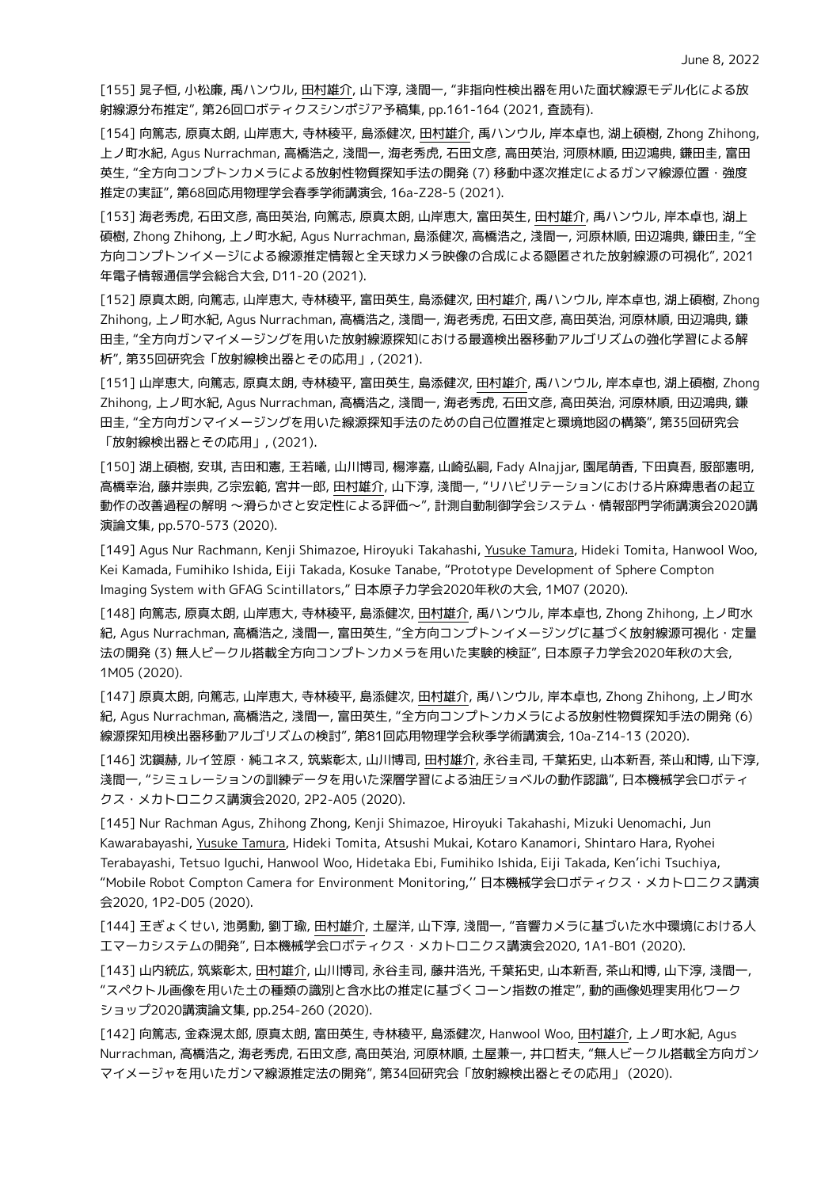[155] 晁子恒, 小松廉, 禹ハンウル, 田村雄介, 山下淳, 淺間一, "非指向性検出器を用いた面状線源モデル化による放射線源分布推定", 第26回ロボティクスシンポジア予稿集, pp.161-164 (2021, 査読有).

[154] 向篤志, 原真太朗, 山岸恵大, 寺林稜平, 島添健次, 田村雄介, 禹ハンウル, 岸本卓也, 湖上碩樹, Zhong Zhihong, 上ノ町水紀, Agus Nurrachman, 高橋浩之, 淺間一, 海老秀虎, 石田文彦, 高田英治, 河原林順, 田辺鴻典, 鎌田圭, 富田英生, "全方向コンプトンカメラによる放射性物質探知手法の開発 (7) 移動中逐次推定によるガンマ線源位置・強度推定の実証", 第68回応用物理学会春季学術講演会, 16a-Z28-5 (2021).

[153] 海老秀虎, 石田文彦, 高田英治, 向篤志, 原真太朗, 山岸恵大, 富田英生, 田村雄介, 禹ハンウル, 岸本卓也, 湖上碩樹, Zhong Zhihong, 上ノ町水紀, Agus Nurrachman, 島添健次, 高橋浩之, 淺間一, 河原林順, 田辺鴻典, 鎌田圭, "全方向コンプトンイメージによる線源推定情報と全天球カメラ映像の合成による隠匿された放射線源の可視化", 2021年電子情報通信学会総合大会, D11-20 (2021).

[152] 原真太朗, 向篤志, 山岸恵大, 寺林稜平, 富田英生, 島添健次, 田村雄介, 禹ハンウル, 岸本卓也, 湖上碩樹, Zhong Zhihong, 上ノ町水紀, Agus Nurrachman, 高橋浩之, 淺間一, 海老秀虎, 石田文彦, 高田英治, 河原林順, 田辺鴻典, 鎌田圭, "全方向ガンマイメージングを用いた放射線源探知における最適検出器移動アルゴリズムの強化学習による解析", 第35回研究会「放射線検出器とその応用」, (2021).

[151] 山岸恵大, 向篤志, 原真太朗, 寺林稜平, 富田英生, 島添健次, 田村雄介, 禹ハンウル, 岸本卓也, 湖上碩樹, Zhong Zhihong, 上ノ町水紀, Agus Nurrachman, 高橋浩之, 淺間一, 海老秀虎, 石田文彦, 高田英治, 河原林順, 田辺鴻典, 鎌田圭, "全方向ガンマイメージングを用いた線源探知手法のための自己位置推定と環境地図の構築", 第35回研究会「放射線検出器とその応用」, (2021).

[150] 湖上碩樹, 安琪, 吉田和憲, 王若曦, 山川博司, 楊濘嘉, 山崎弘嗣, Fady Alnajjar, 園尾萌香, 下田真吾, 服部憲明, 高橋幸治, 藤井崇典, 乙宗宏範, 宮井一郎, 田村雄介, 山下淳, 淺間一, "リハビリテーションにおける片麻痺患者の起立動作の改善過程の解明 〜滑らかさと安定性による評価〜", 計測自動制御学会システム・情報部門学術講演会2020講演論文集, pp.570-573 (2020).

[149] Agus Nur Rachmann, Kenji Shimazoe, Hiroyuki Takahashi, Yusuke Tamura, Hideki Tomita, Hanwool Woo, Kei Kamada, Fumihiko Ishida, Eiji Takada, Kosuke Tanabe, "Prototype Development of Sphere Compton Imaging System with GFAG Scintillators," 日本原子力学会2020年秋の大会, 1M07 (2020).

[148] 向篤志, 原真太朗, 山岸恵大, 寺林稜平, 島添健次, 田村雄介, 禹ハンウル, 岸本卓也, Zhong Zhihong, 上ノ町水紀, Agus Nurrachman, 高橋浩之, 淺間一, 富田英生, "全方向コンプトンイメージングに基づく放射線源可視化・定量法の開発 (3) 無人ビークル搭載全方向コンプトンカメラを用いた実験的検証", 日本原子力学会2020年秋の大会, 1M05 (2020).

[147] 原真太朗, 向篤志, 山岸恵大, 寺林稜平, 島添健次, 田村雄介, 禹ハンウル, 岸本卓也, Zhong Zhihong, 上ノ町水紀, Agus Nurrachman, 高橋浩之, 淺間一, 富田英生, "全方向コンプトンカメラによる放射性物質探知手法の開発 (6) 線源探知用検出器移動アルゴリズムの検討", 第81回応用物理学会秋季学術講演会, 10a-Z14-13 (2020).

[146] 沈鎭赫, ルイ笠原・純ユネス, 筑紫彰太, 山川博司, 田村雄介, 永谷圭司, 千葉拓史, 山本新吾, 茶山和博, 山下淳, 淺間一, "シミュレーションの訓練データを用いた深層学習による油圧ショベルの動作認識", 日本機械学会ロボティクス・メカトロニクス講演会2020, 2P2-A05 (2020).

[145] Nur Rachman Agus, Zhihong Zhong, Kenji Shimazoe, Hiroyuki Takahashi, Mizuki Uenomachi, Jun Kawarabayashi, Yusuke Tamura, Hideki Tomita, Atsushi Mukai, Kotaro Kanamori, Shintaro Hara, Ryohei Terabayashi, Tetsuo Iguchi, Hanwool Woo, Hidetaka Ebi, Fumihiko Ishida, Eiji Takada, Ken'ichi Tsuchiya, "Mobile Robot Compton Camera for Environment Monitoring,'' 日本機械学会ロボティクス・メカトロニクス講演会2020, 1P2-D05 (2020).

[144] 王ぎょくせい, 池勇勳, 劉丁瑜, 田村雄介, 土屋洋, 山下淳, 淺間一, "音響カメラに基づいた水中環境における人工マーカシステムの開発", 日本機械学会ロボティクス・メカトロニクス講演会2020, 1A1-B01 (2020).

[143] 山内統広, 筑紫彰太, 田村雄介, 山川博司, 永谷圭司, 藤井浩光, 千葉拓史, 山本新吾, 茶山和博, 山下淳, 淺間一, "スペクトル画像を用いた土の種類の識別と含水比の推定に基づくコーン指数の推定", 動的画像処理実用化ワークショップ2020講演論文集, pp.254-260 (2020).

[142] 向篤志, 金森滉太郎, 原真太朗, 富田英生, 寺林稜平, 島添健次, Hanwool Woo, 田村雄介, 上ノ町水紀, Agus Nurrachman, 高橋浩之, 海老秀虎, 石田文彦, 高田英治, 河原林順, 土屋兼一, 井口哲夫, "無人ビークル搭載全方向ガンマイメージャを用いたガンマ線源推定法の開発", 第34回研究会「放射線検出器とその応用」 (2020).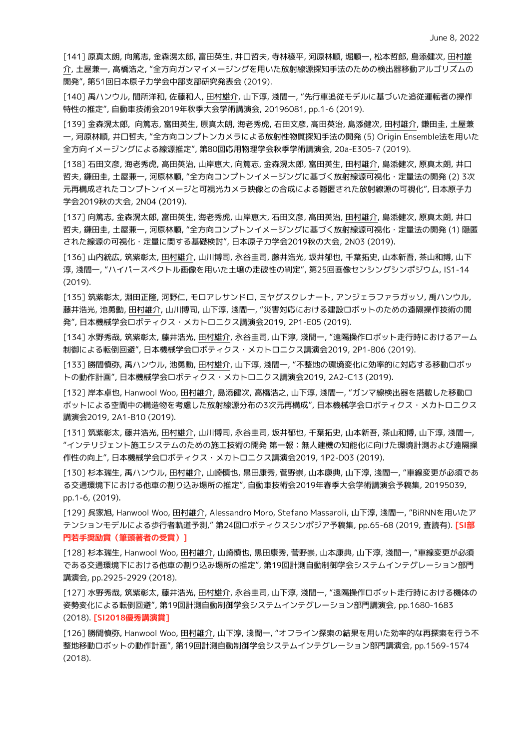[141] 原真太朗, 向篤志, 金森滉太郎, 富田英生, 井口哲夫, 寺林稜平, 河原林順, 堀順一, 松本哲郎, 島添健次, 田村雄介, 土屋兼一, 高橋浩之, "全方向ガンマイメージングを用いた放射線源探知手法のための検出器移動アルゴリズムの開発", 第51回日本原子力学会中部支部研究発表会 (2019).

[140] 禹ハンウル, 間所洋和, 佐藤和人, 田村雄介, 山下淳, 淺間一, "先行車追従モデルに基づいた追従運転者の操作特性の推定", 自動車技術会2019年秋季大会学術講演会, 20196081, pp.1-6 (2019).

[139] 金森滉太郎, 向篤志, 富田英生, 原真太朗, 海老秀虎, 石田文彦, 高田英治, 島添健次, 田村雄介, 鎌田圭, 土屋兼一, 河原林順, 井口哲夫, "全方向コンプトンカメラによる放射性物質探知手法の開発 (5) Origin Ensemble法を用いた全方向イメージングによる線源推定", 第80回応用物理学会秋季学術講演会, 20a-E305-7 (2019).

[138] 石田文彦, 海老秀虎, 高田英治, 山岸恵大, 向篤志, 金森滉太郎, 富田英生, 田村雄介, 島添健次, 原真太朗, 井口哲夫, 鎌田圭, 土屋兼一, 河原林順, "全方向コンプトンイメージングに基づく放射線源可視化・定量法の開発 (2) 3次元再構成されたコンプトンイメージと可視光カメラ映像との合成による隠匿された放射線源の可視化", 日本原子力学会2019秋の大会, 2N04 (2019).

[137] 向篤志, 金森滉太郎, 富田英生, 海老秀虎, 山岸恵大, 石田文彦, 高田英治, 田村雄介, 島添健次, 原真太朗, 井口哲夫, 鎌田圭, 土屋兼一, 河原林順, "全方向コンプトンイメージングに基づく放射線源可視化・定量法の開発 (1) 隠匿された線源の可視化・定量に関する基礎検討", 日本原子力学会2019秋の大会, 2N03 (2019).

[136] 山内統広, 筑紫彰太, 田村雄介, 山川博司, 永谷圭司, 藤井浩光, 坂井郁也, 千葉拓史, 山本新吾, 茶山和博, 山下淳, 淺間一, "ハイパースペクトル画像を用いた土壌の走破性の判定", 第25回画像センシングシンポジウム, IS1-14 (2019).

[135] 筑紫彰太, 淵田正隆, 河野仁, モロアレサンドロ, ミヤグスクレナート, アンジェラファラガッソ, 禹ハンウル, 藤井浩光, 池勇勳, 田村雄介, 山川博司, 山下淳, 淺間一, "災害対応における建設ロボットのための遠隔操作技術の開発", 日本機械学会ロボティクス・メカトロニクス講演会2019, 2P1-E05 (2019).

[134] 水野秀哉, 筑紫彰太, 藤井浩光, 田村雄介, 永谷圭司, 山下淳, 淺間一, "遠隔操作ロボット走行時におけるアーム制御による転倒回避", 日本機械学会ロボティクス・メカトロニクス講演会2019, 2P1-B06 (2019).

[133] 勝間愼弥, 禹ハンウル, 池勇勳, 田村雄介, 山下淳, 淺間一, "不整地の環境変化に効率的に対応する移動ロボットの動作計画", 日本機械学会ロボティクス・メカトロニクス講演会2019, 2A2-C13 (2019).

[132] 岸本卓也, Hanwool Woo, 田村雄介, 島添健次, 高橋浩之, 山下淳, 淺間一, "ガンマ線検出器を搭載した移動ロボットによる空間中の構造物を考慮した放射線源分布の3次元再構成", 日本機械学会ロボティクス・メカトロニクス講演会2019, 2A1-B10 (2019).

[131] 筑紫彰太, 藤井浩光, 田村雄介, 山川博司, 永谷圭司, 坂井郁也, 千葉拓史, 山本新吾, 茶山和博, 山下淳, 淺間一, "インテリジェント施工システムのための施工技術の開発 第一報：無人建機の知能化に向けた環境計測および遠隔操作性の向上", 日本機械学会ロボティクス・メカトロニクス講演会2019, 1P2-D03 (2019).

[130] 杉本瑞生, 禹ハンウル, 田村雄介, 山崎槇也, 黒田康秀, 菅野崇, 山本康典, 山下淳, 淺間一, "車線変更が必須である交通環境下における他車の割り込み場所の推定", 自動車技術会2019年春季大会学術講演会予稿集, 20195039, pp.1-6, (2019).

[129] 呉家旭, Hanwool Woo, 田村雄介, Alessandro Moro, Stefano Massaroli, 山下淳, 淺間一, "BiRNNを用いたアテンションモデルによる歩行者軌道予測," 第24回ロボティクスシンポジア予稿集, pp.65-68 (2019, 査読有). **[SI部門若手奨励賞（筆頭著者の受賞）]**

[128] 杉本瑞生, Hanwool Woo, 田村雄介, 山崎槇也, 黒田康秀, 菅野崇, 山本康典, 山下淳, 淺間一, "車線変更が必須である交通環境下における他車の割り込み場所の推定", 第19回計測自動制御学会システムインテグレーション部門講演会, pp.2925-2929 (2018).

[127] 水野秀哉, 筑紫彰太, 藤井浩光, 田村雄介, 永谷圭司, 山下淳, 淺間一, "遠隔操作ロボット走行時における機体の姿勢変化による転倒回避", 第19回計測自動制御学会システムインテグレーション部門講演会, pp.1680-1683 (2018). **[SI2018優秀講演賞]**

[126] 勝間愼弥, Hanwool Woo, 田村雄介, 山下淳, 淺間一, "オフライン探索の結果を用いた効率的な再探索を行う不整地移動ロボットの動作計画", 第19回計測自動制御学会システムインテグレーション部門講演会, pp.1569-1574 (2018).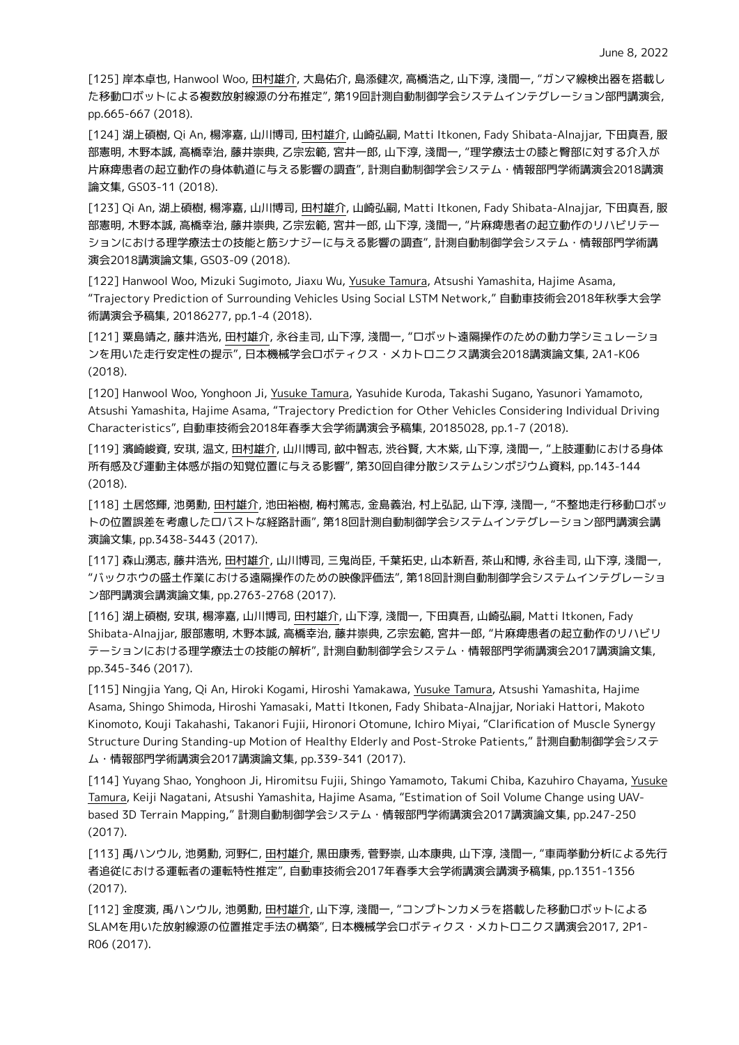[125] 岸本卓也, Hanwool Woo, 田村雄介, 大島佑介, 島添健次, 高橋浩之, 山下淳, 淺間一, "ガンマ線検出器を搭載した移動ロボットによる複数放射線源の分布推定", 第19回計測自動制御学会システムインテグレーション部門講演会, pp.665-667 (2018).

[124] 湖上碩樹, Qi An, 楊濘嘉, 山川博司, 田村雄介, 山崎弘嗣, Matti Itkonen, Fady Shibata-Alnajjar, 下田真吾, 服部憲明, 木野本誠, 高橋幸治, 藤井崇典, 乙宗宏範, 宮井一郎, 山下淳, 淺間一, "理学療法士の膝と臀部に対する介入が片麻痺患者の起立動作の身体軌道に与える影響の調査", 計測自動制御学会システム・情報部門学術講演会2018講演論文集, GS03-11 (2018).

[123] Qi An, 湖上碩樹, 楊濘嘉, 山川博司, 田村雄介, 山崎弘嗣, Matti Itkonen, Fady Shibata-Alnajjar, 下田真吾, 服部憲明, 木野本誠, 高橋幸治, 藤井崇典, 乙宗宏範, 宮井一郎, 山下淳, 淺間一, "片麻痺患者の起立動作のリハビリテーションにおける理学療法士の技能と筋シナジーに与える影響の調査", 計測自動制御学会システム・情報部門学術講演会2018講演論文集, GS03-09 (2018).

[122] Hanwool Woo, Mizuki Sugimoto, Jiaxu Wu, Yusuke Tamura, Atsushi Yamashita, Hajime Asama, "Trajectory Prediction of Surrounding Vehicles Using Social LSTM Network," 自動車技術会2018年秋季大会学術講演会予稿集, 20186277, pp.1-4 (2018).

[121] 粟島靖之, 藤井浩光, 田村雄介, 永谷圭司, 山下淳, 淺間一, "ロボット遠隔操作のための動力学シミュレーションを用いた走行安定性の提示", 日本機械学会ロボティクス・メカトロニクス講演会2018講演論文集, 2A1-K06 (2018).

[120] Hanwool Woo, Yonghoon Ji, Yusuke Tamura, Yasuhide Kuroda, Takashi Sugano, Yasunori Yamamoto, Atsushi Yamashita, Hajime Asama, "Trajectory Prediction for Other Vehicles Considering Individual Driving Characteristics", 自動車技術会2018年春季大会学術講演会予稿集, 20185028, pp.1-7 (2018).

[119] 濱崎峻資, 安琪, 温文, 田村雄介, 山川博司, 畝中智志, 渋谷賢, 大木紫, 山下淳, 淺間一, "上肢運動における身体所有感及び運動主体感が指の知覚位置に与える影響", 第30回自律分散システムシンポジウム資料, pp.143-144 (2018).

[118] 土居悠輝, 池勇勳, 田村雄介, 池田裕樹, 梅村篤志, 金島義治, 村上弘記, 山下淳, 淺間一, "不整地走行移動ロボットの位置誤差を考慮したロバストな経路計画", 第18回計測自動制御学会システムインテグレーション部門講演会講演論文集, pp.3438-3443 (2017).

[117] 森山湧志, 藤井浩光, 田村雄介, 山川博司, 三鬼尚臣, 千葉拓史, 山本新吾, 茶山和博, 永谷圭司, 山下淳, 淺間一, "バックホウの盛土作業における遠隔操作のための映像評価法", 第18回計測自動制御学会システムインテグレーション部門講演会講演論文集, pp.2763-2768 (2017).

[116] 湖上碩樹, 安琪, 楊濘嘉, 山川博司, 田村雄介, 山下淳, 淺間一, 下田真吾, 山崎弘嗣, Matti Itkonen, Fady Shibata-Alnajjar, 服部憲明, 木野本誠, 高橋幸治, 藤井崇典, 乙宗宏範, 宮井一郎, "片麻痺患者の起立動作のリハビリテーションにおける理学療法士の技能の解析", 計測自動制御学会システム・情報部門学術講演会2017講演論文集, pp.345-346 (2017).

[115] Ningjia Yang, Qi An, Hiroki Kogami, Hiroshi Yamakawa, Yusuke Tamura, Atsushi Yamashita, Hajime Asama, Shingo Shimoda, Hiroshi Yamasaki, Matti Itkonen, Fady Shibata-Alnajjar, Noriaki Hattori, Makoto Kinomoto, Kouji Takahashi, Takanori Fujii, Hironori Otomune, Ichiro Miyai, "Clarification of Muscle Synergy Structure During Standing-up Motion of Healthy Elderly and Post-Stroke Patients," 計測自動制御学会システム・情報部門学術講演会2017講演論文集, pp.339-341 (2017).

[114] Yuyang Shao, Yonghoon Ji, Hiromitsu Fujii, Shingo Yamamoto, Takumi Chiba, Kazuhiro Chayama, Yusuke Tamura, Keiji Nagatani, Atsushi Yamashita, Hajime Asama, "Estimation of Soil Volume Change using UAV-based 3D Terrain Mapping," 計測自動制御学会システム・情報部門学術講演会2017講演論文集, pp.247-250 (2017).

[113] 禹ハンウル, 池勇勳, 河野仁, 田村雄介, 黒田康秀, 菅野崇, 山本康典, 山下淳, 淺間一, "車両挙動分析による先行者追従における運転者の運転特性推定", 自動車技術会2017年春季大会学術講演会講演予稿集, pp.1351-1356 (2017).

[112] 金度演, 禹ハンウル, 池勇勳, 田村雄介, 山下淳, 淺間一, "コンプトンカメラを搭載した移動ロボットによるSLAMを用いた放射線源の位置推定手法の構築", 日本機械学会ロボティクス・メカトロニクス講演会2017, 2P1-R06 (2017).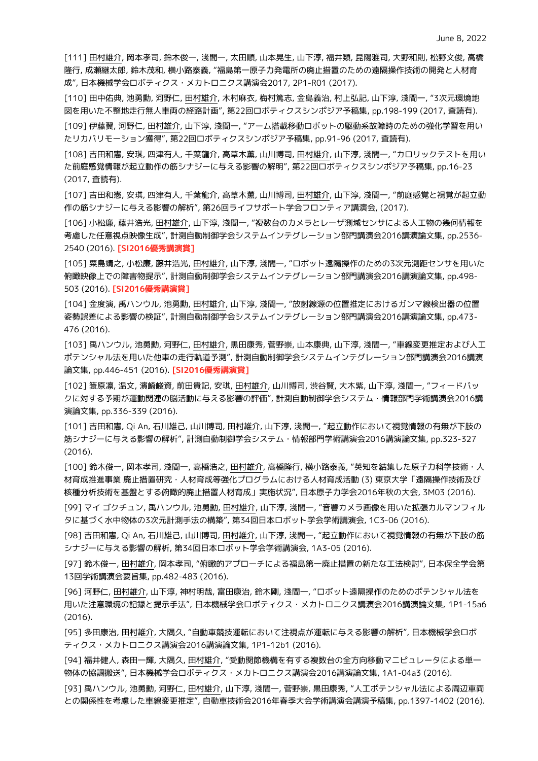[111] 田村雄介, 岡本孝司, 鈴木俊一, 淺間一, 太田順, 山本晃生, 山下淳, 福井類, 昆陽雅司, 大野和則, 松野文俊, 高橋隆行, 成瀬継太郎, 鈴木茂和, 横小路泰義, "福島第一原子力発電所の廃止措置のための遠隔操作技術の開発と人材育成", 日本機械学会ロボティクス・メカトロニクス講演会2017, 2P1-R01 (2017).

[110] 田中佑典, 池勇勳, 河野仁, 田村雄介, 木村麻衣, 梅村篤志, 金島義治, 村上弘記, 山下淳, 淺間一, "3次元環境地図を用いた不整地走行無人車両の経路計画", 第22回ロボティクスシンポジア予稿集, pp.198-199 (2017, 査読有).

[109] 伊藤翼, 河野仁, 田村雄介, 山下淳, 淺間一, "アーム搭載移動ロボットの駆動系故障時のための強化学習を用いたリカバリモーション獲得", 第22回ロボティクスシンポジア予稿集, pp.91-96 (2017, 査読有).

[108] 吉田和憲, 安琪, 四津有人, 千葉龍介, 高草木薫, 山川博司, 田村雄介, 山下淳, 淺間一, "カロリックテストを用いた前庭感覚情報が起立動作の筋シナジーに与える影響の解明", 第22回ロボティクスシンポジア予稿集, pp.16-23 (2017, 査読有).

[107] 吉田和憲, 安琪, 四津有人, 千葉龍介, 高草木薫, 山川博司, 田村雄介, 山下淳, 淺間一, "前庭感覚と視覚が起立動作の筋シナジーに与える影響の解析", 第26回ライフサポート学会フロンティア講演会, (2017).

[106] 小松廉, 藤井浩光, 田村雄介, 山下淳, 淺間一, "複数台のカメラとレーザ測域センサによる人工物の幾何情報を考慮した任意視点映像生成", 計測自動制御学会システムインテグレーション部門講演会2016講演論文集, pp.2536-2540 (2016). **[SI2016優秀講演賞]**

[105] 粟島靖之, 小松廉, 藤井浩光, 田村雄介, 山下淳, 淺間一, "ロボット遠隔操作のための3次元測距センサを用いた俯瞰映像上での障害物提示", 計測自動制御学会システムインテグレーション部門講演会2016講演論文集, pp.498-503 (2016). **[SI2016優秀講演賞]**

[104] 金度演, 禹ハンウル, 池勇勳, 田村雄介, 山下淳, 淺間一, "放射線源の位置推定におけるガンマ線検出器の位置姿勢誤差による影響の検証", 計測自動制御学会システムインテグレーション部門講演会2016講演論文集, pp.473-476 (2016).

[103] 禹ハンウル, 池勇勳, 河野仁, 田村雄介, 黒田康秀, 菅野崇, 山本康典, 山下淳, 淺間一, "車線変更推定および人工ポテンシャル法を用いた他車の走行軌道予測", 計測自動制御学会システムインテグレーション部門講演会2016講演論文集, pp.446-451 (2016). **[SI2016優秀講演賞]**

[102] 簑原凛, 温文, 濱崎峻資, 前田貴記, 安琪, 田村雄介, 山川博司, 渋谷賢, 大木紫, 山下淳, 淺間一, "フィードバックに対する予期が運動関連の脳活動に与える影響の評価", 計測自動制御学会システム・情報部門学術講演会2016講演論文集, pp.336-339 (2016).

[101] 吉田和憲, Qi An, 石川雄己, 山川博司, 田村雄介, 山下淳, 淺間一, "起立動作において視覚情報の有無が下肢の筋シナジーに与える影響の解析", 計測自動制御学会システム・情報部門学術講演会2016講演論文集, pp.323-327 (2016).

[100] 鈴木俊一, 岡本孝司, 淺間一, 高橋浩之, 田村雄介, 高橋隆行, 横小路泰義, "英知を結集した原子力科学技術・人材育成推進事業 廃止措置研究・人材育成等強化プログラムにおける人材育成活動 (3) 東京大学「遠隔操作技術及び核種分析技術を基盤とする俯瞰的廃止措置人材育成」実施状況", 日本原子力学会2016年秋の大会, 3M03 (2016).

[99] マイ ゴクチュン, 禹ハンウル, 池勇勳, 田村雄介, 山下淳, 淺間一, "音響カメラ画像を用いた拡張カルマンフィルタに基づく水中物体の3次元計測手法の構築", 第34回日本ロボット学会学術講演会, 1C3-06 (2016).

[98] 吉田和憲, Qi An, 石川雄己, 山川博司, 田村雄介, 山下淳, 淺間一, "起立動作において視覚情報の有無が下肢の筋シナジーに与える影響の解析, 第34回日本ロボット学会学術講演会, 1A3-05 (2016).

[97] 鈴木俊一, 田村雄介, 岡本孝司, "俯瞰的アプローチによる福島第一廃止措置の新たな工法検討", 日本保全学会第13回学術講演会要旨集, pp.482-483 (2016).

[96] 河野仁, 田村雄介, 山下淳, 神村明哉, 富田康治, 鈴木剛, 淺間一, "ロボット遠隔操作のためのポテンシャル法を用いた注意環境の記録と提示手法", 日本機械学会ロボティクス・メカトロニクス講演会2016講演論文集, 1P1-15a6 (2016).

[95] 多田康治, 田村雄介, 大隅久, "自動車競技運転において注視点が運転に与える影響の解析", 日本機械学会ロボティクス・メカトロニクス講演会2016講演論文集, 1P1-12b1 (2016).

[94] 福井健人, 森田一輝, 大隅久, 田村雄介, "受動関節機構を有する複数台の全方向移動マニピュレータによる単一物体の協調搬送", 日本機械学会ロボティクス・メカトロニクス講演会2016講演論文集, 1A1-04a3 (2016).

[93] 禹ハンウル, 池勇勳, 河野仁, 田村雄介, 山下淳, 淺間一, 菅野崇, 黒田康秀, "人工ポテンシャル法による周辺車両との関係性を考慮した車線変更推定", 自動車技術会2016年春季大会学術講演会講演予稿集, pp.1397-1402 (2016).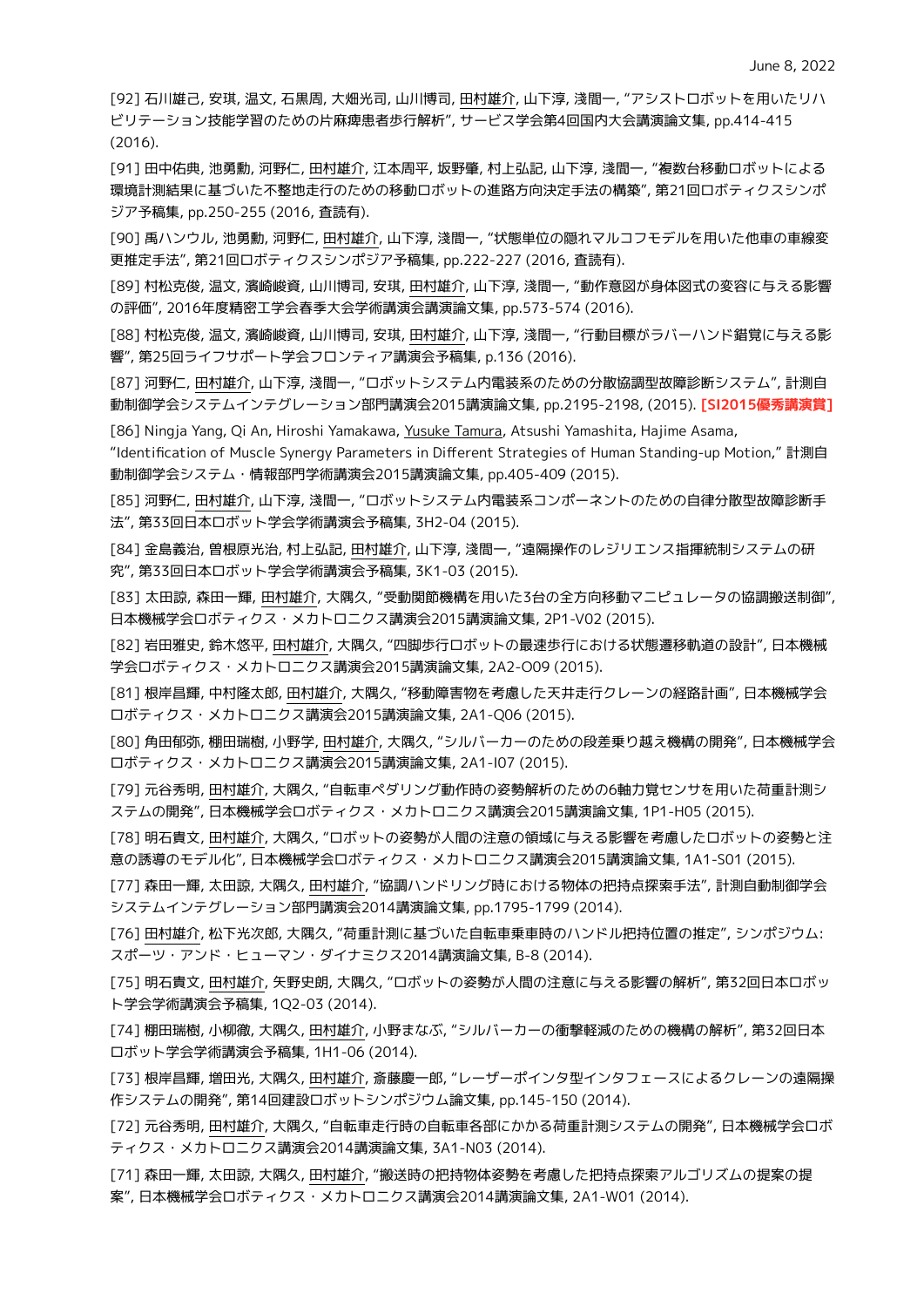June 8, 2022

[92] 石川雄己, 安琪, 温文, 石黒周, 大畑光司, 山川博司, 田村雄介, 山下淳, 淺間一, "アシストロボットを用いたリハビリテーション技能学習のための片麻痺患者歩行解析", サービス学会第4回国内大会講演論文集, pp.414-415 (2016).

[91] 田中佑典, 池勇勳, 河野仁, 田村雄介, 江本周平, 坂野肇, 村上弘記, 山下淳, 淺間一, "複数台移動ロボットによる環境計測結果に基づいた不整地走行のための移動ロボットの進路方向決定手法の構築", 第21回ロボティクスシンポジア予稿集, pp.250-255 (2016, 査読有).

[90] 禹ハンウル, 池勇勳, 河野仁, 田村雄介, 山下淳, 淺間一, "状態単位の隠れマルコフモデルを用いた他車の車線変更推定手法", 第21回ロボティクスシンポジア予稿集, pp.222-227 (2016, 査読有).

[89] 村松克俊, 温文, 濱崎峻資, 山川博司, 安琪, 田村雄介, 山下淳, 淺間一, "動作意図が身体図式の変容に与える影響の評価", 2016年度精密工学会春季大会学術講演会講演論文集, pp.573-574 (2016).

[88] 村松克俊, 温文, 濱崎峻資, 山川博司, 安琪, 田村雄介, 山下淳, 淺間一, "行動目標がラバーハンド錯覚に与える影響", 第25回ライフサポート学会フロンティア講演会予稿集, p.136 (2016).

[87] 河野仁, 田村雄介, 山下淳, 淺間一, "ロボットシステム内電装系のための分散協調型故障診断システム", 計測自動制御学会システムインテグレーション部門講演会2015講演論文集, pp.2195-2198, (2015). **[SI2015優秀講演賞]**

[86] Ningja Yang, Qi An, Hiroshi Yamakawa, Yusuke Tamura, Atsushi Yamashita, Hajime Asama, "Identification of Muscle Synergy Parameters in Different Strategies of Human Standing-up Motion," 計測自動制御学会システム・情報部門学術講演会2015講演論文集, pp.405-409 (2015).

[85] 河野仁, 田村雄介, 山下淳, 淺間一, "ロボットシステム内電装系コンポーネントのための自律分散型故障診断手法", 第33回日本ロボット学会学術講演会予稿集, 3H2-04 (2015).

[84] 金島義治, 曽根原光治, 村上弘記, 田村雄介, 山下淳, 淺間一, "遠隔操作のレジリエンス指揮統制システムの研究", 第33回日本ロボット学会学術講演会予稿集, 3K1-03 (2015).

[83] 太田諒, 森田一輝, 田村雄介, 大隅久, "受動関節機構を用いた3台の全方向移動マニピュレータの協調搬送制御", 日本機械学会ロボティクス・メカトロニクス講演会2015講演論文集, 2P1-V02 (2015).

[82] 岩田雅史, 鈴木悠平, 田村雄介, 大隅久, "四脚歩行ロボットの最速歩行における状態遷移軌道の設計", 日本機械学会ロボティクス・メカトロニクス講演会2015講演論文集, 2A2-O09 (2015).

[81] 根岸昌輝, 中村隆太郎, 田村雄介, 大隅久, "移動障害物を考慮した天井走行クレーンの経路計画", 日本機械学会ロボティクス・メカトロニクス講演会2015講演論文集, 2A1-Q06 (2015).

[80] 角田郁弥, 棚田瑞樹, 小野学, 田村雄介, 大隅久, "シルバーカーのための段差乗り越え機構の開発", 日本機械学会ロボティクス・メカトロニクス講演会2015講演論文集, 2A1-I07 (2015).

[79] 元谷秀明, 田村雄介, 大隅久, "自転車ペダリング動作時の姿勢解析のための6軸力覚センサを用いた荷重計測システムの開発", 日本機械学会ロボティクス・メカトロニクス講演会2015講演論文集, 1P1-H05 (2015).

[78] 明石貴文, 田村雄介, 大隅久, "ロボットの姿勢が人間の注意の領域に与える影響を考慮したロボットの姿勢と注意の誘導のモデル化", 日本機械学会ロボティクス・メカトロニクス講演会2015講演論文集, 1A1-S01 (2015).

[77] 森田一輝, 太田諒, 大隅久, 田村雄介, "協調ハンドリング時における物体の把持点探索手法", 計測自動制御学会システムインテグレーション部門講演会2014講演論文集, pp.1795-1799 (2014).

[76] 田村雄介, 松下光次郎, 大隅久, "荷重計測に基づいた自転車乗車時のハンドル把持位置の推定", シンポジウム: スポーツ・アンド・ヒューマン・ダイナミクス2014講演論文集, B-8 (2014).

[75] 明石貴文, 田村雄介, 矢野史朗, 大隅久, "ロボットの姿勢が人間の注意に与える影響の解析", 第32回日本ロボット学会学術講演会予稿集, 1Q2-03 (2014).

[74] 棚田瑞樹, 小柳徹, 大隅久, 田村雄介, 小野まなぶ, "シルバーカーの衝撃軽減のための機構の解析", 第32回日本ロボット学会学術講演会予稿集, 1H1-06 (2014).

[73] 根岸昌輝, 増田光, 大隅久, 田村雄介, 斎藤慶一郎, "レーザーポインタ型インタフェースによるクレーンの遠隔操作システムの開発", 第14回建設ロボットシンポジウム論文集, pp.145-150 (2014).

[72] 元谷秀明, 田村雄介, 大隅久, "自転車走行時の自転車各部にかかる荷重計測システムの開発", 日本機械学会ロボティクス・メカトロニクス講演会2014講演論文集, 3A1-N03 (2014).

[71] 森田一輝, 太田諒, 大隅久, 田村雄介, "搬送時の把持物体姿勢を考慮した把持点探索アルゴリズムの提案の提案", 日本機械学会ロボティクス・メカトロニクス講演会2014講演論文集, 2A1-W01 (2014).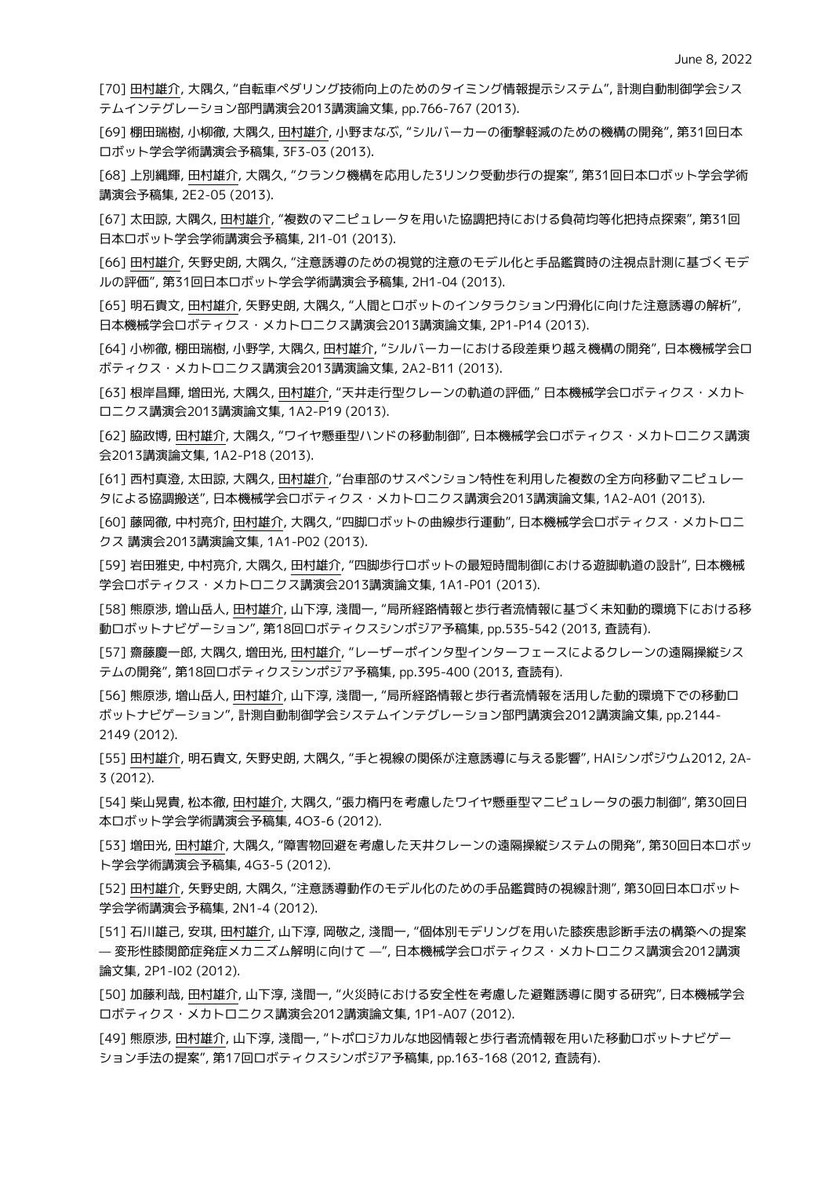[70] 田村雄介, 大隅久, “自転車ペダリング技術向上のためのタイミング情報提示システム”, 計測自動制御学会システムインテグレーション部門講演会2013講演論文集, pp.766-767 (2013).

[69] 棚田瑞樹, 小柳徹, 大隅久, 田村雄介, 小野まなぶ, “シルバーカーの衝撃軽減のための機構の開発”, 第31回日本ロボット学会学術講演会予稿集, 3F3-03 (2013).

[68] 上別縄輝, 田村雄介, 大隅久, “クランク機構を応用した3リンク受動歩行の提案”, 第31回日本ロボット学会学術講演会予稿集, 2E2-05 (2013).

[67] 太田諒, 大隅久, 田村雄介, “複数のマニピュレータを用いた協調把持における負荷均等化把持点探索”, 第31回日本ロボット学会学術講演会予稿集, 2I1-01 (2013).

[66] 田村雄介, 矢野史朗, 大隅久, “注意誘導のための視覚的注意のモデル化と手品鑑賞時の注視点計測に基づくモデルの評価”, 第31回日本ロボット学会学術講演会予稿集, 2H1-04 (2013).

[65] 明石貴文, 田村雄介, 矢野史朗, 大隅久, “人間とロボットのインタラクション円滑化に向けた注意誘導の解析”, 日本機械学会ロボティクス・メカトロニクス講演会2013講演論文集, 2P1-P14 (2013).

[64] 小柳徹, 棚田瑞樹, 小野学, 大隅久, 田村雄介, “シルバーカーにおける段差乗り越え機構の開発”, 日本機械学会ロボティクス・メカトロニクス講演会2013講演論文集, 2A2-B11 (2013).

[63] 根岸昌輝, 増田光, 大隅久, 田村雄介, “天井走行型クレーンの軌道の評価,” 日本機械学会ロボティクス・メカトロニクス講演会2013講演論文集, 1A2-P19 (2013).

[62] 脇政博, 田村雄介, 大隅久, “ワイヤ懸垂型ハンドの移動制御”, 日本機械学会ロボティクス・メカトロニクス講演会2013講演論文集, 1A2-P18 (2013).

[61] 西村真澄, 太田諒, 大隅久, 田村雄介, “台車部のサスペンション特性を利用した複数の全方向移動マニピュレータによる協調搬送”, 日本機械学会ロボティクス・メカトロニクス講演会2013講演論文集, 1A2-A01 (2013).

[60] 藤岡徹, 中村亮介, 田村雄介, 大隅久, “四脚ロボットの曲線歩行運動”, 日本機械学会ロボティクス・メカトロニクス 講演会2013講演論文集, 1A1-P02 (2013).

[59] 岩田雅史, 中村亮介, 大隅久, 田村雄介, “四脚歩行ロボットの最短時間制御における遊脚軌道の設計”, 日本機械学会ロボティクス・メカトロニクス講演会2013講演論文集, 1A1-P01 (2013).

[58] 熊原渉, 増山岳人, 田村雄介, 山下淳, 淺間一, “局所経路情報と歩行者流情報に基づく未知動的環境下における移動ロボットナビゲーション”, 第18回ロボティクスシンポジア予稿集, pp.535-542 (2013, 査読有).

[57] 齋藤慶一郎, 大隅久, 増田光, 田村雄介, “レーザーポインタ型インターフェースによるクレーンの遠隔操縦システムの開発”, 第18回ロボティクスシンポジア予稿集, pp.395-400 (2013, 査読有).

[56] 熊原渉, 増山岳人, 田村雄介, 山下淳, 淺間一, “局所経路情報と歩行者流情報を活用した動的環境下での移動ロボットナビゲーション”, 計測自動制御学会システムインテグレーション部門講演会2012講演論文集, pp.2144-2149 (2012).

[55] 田村雄介, 明石貴文, 矢野史朗, 大隅久, “手と視線の関係が注意誘導に与える影響”, HAIシンポジウム2012, 2A-3 (2012).

[54] 柴山晃貴, 松本徹, 田村雄介, 大隅久, “張力楕円を考慮したワイヤ懸垂型マニピュレータの張力制御”, 第30回日本ロボット学会学術講演会予稿集, 4O3-6 (2012).

[53] 増田光, 田村雄介, 大隅久, “障害物回避を考慮した天井クレーンの遠隔操縦システムの開発”, 第30回日本ロボット学会学術講演会予稿集, 4G3-5 (2012).

[52] 田村雄介, 矢野史朗, 大隅久, “注意誘導動作のモデル化のための手品鑑賞時の視線計測”, 第30回日本ロボット学会学術講演会予稿集, 2N1-4 (2012).

[51] 石川雄己, 安琪, 田村雄介, 山下淳, 岡敬之, 淺間一, “個体別モデリングを用いた膝疾患診断手法の構築への提案 — 変形性膝関節症発症メカニズム解明に向けて —”, 日本機械学会ロボティクス・メカトロニクス講演会2012講演論文集, 2P1-I02 (2012).

[50] 加藤利哉, 田村雄介, 山下淳, 淺間一, “火災時における安全性を考慮した避難誘導に関する研究”, 日本機械学会ロボティクス・メカトロニクス講演会2012講演論文集, 1P1-A07 (2012).

[49] 熊原渉, 田村雄介, 山下淳, 淺間一, “トポロジカルな地図情報と歩行者流情報を用いた移動ロボットナビゲーション手法の提案”, 第17回ロボティクスシンポジア予稿集, pp.163-168 (2012, 査読有).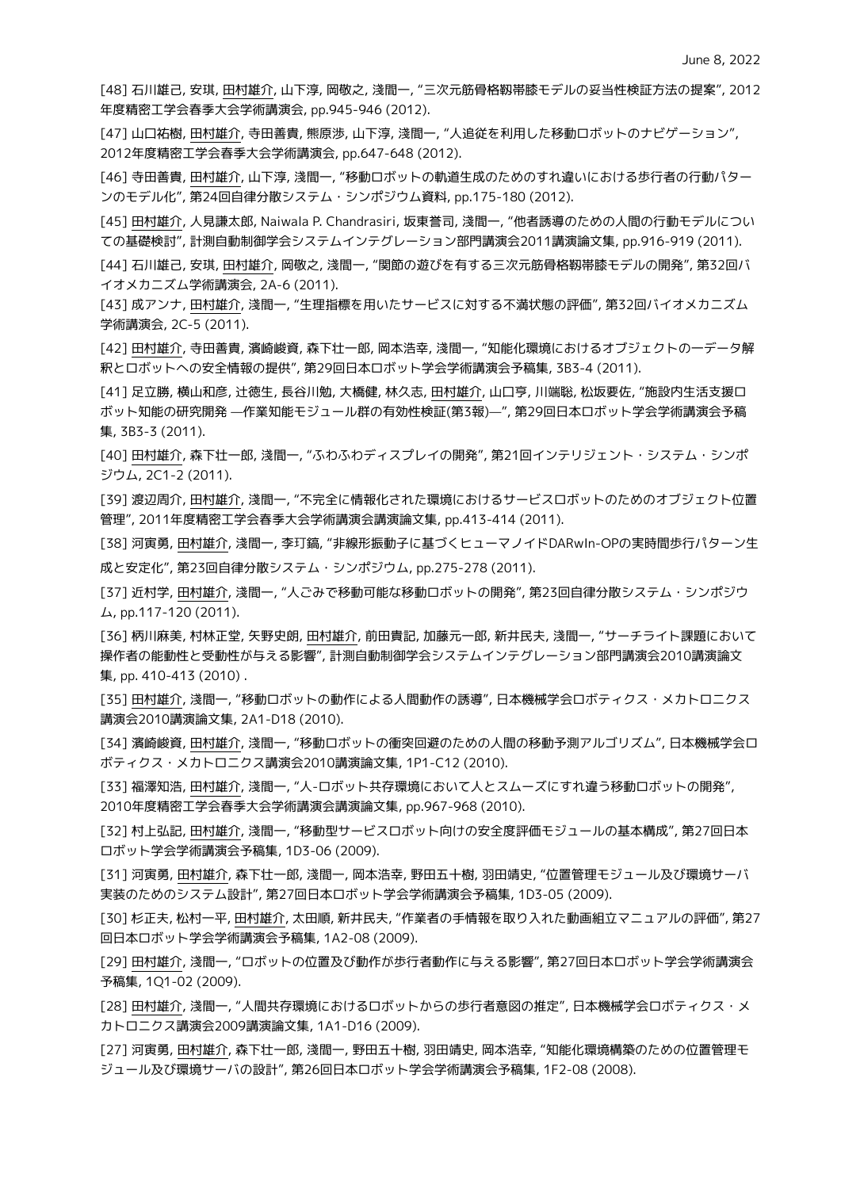[48] 石川雄己, 安琪, 田村雄介, 山下淳, 岡敬之, 淺間一, "三次元筋骨格靭帯膝モデルの妥当性検証方法の提案", 2012年度精密工学会春季大会学術講演会, pp.945-946 (2012).

[47] 山口祐樹, 田村雄介, 寺田善貴, 熊原渉, 山下淳, 淺間一, "人追従を利用した移動ロボットのナビゲーション", 2012年度精密工学会春季大会学術講演会, pp.647-648 (2012).

[46] 寺田善貴, 田村雄介, 山下淳, 淺間一, "移動ロボットの軌道生成のためのすれ違いにおける歩行者の行動パターンのモデル化", 第24回自律分散システム・シンポジウム資料, pp.175-180 (2012).

[45] 田村雄介, 人見謙太郎, Naiwala P. Chandrasiri, 坂東誉司, 淺間一, "他者誘導のための人間の行動モデルについての基礎検討", 計測自動制御学会システムインテグレーション部門講演会2011講演論文集, pp.916-919 (2011).

[44] 石川雄己, 安琪, 田村雄介, 岡敬之, 淺間一, "関節の遊びを有する三次元筋骨格靭帯膝モデルの開発", 第32回バイオメカニズム学術講演会, 2A-6 (2011).

[43] 成アンナ, 田村雄介, 淺間一, "生理指標を用いたサービスに対する不満状態の評価", 第32回バイオメカニズム学術講演会, 2C-5 (2011).

[42] 田村雄介, 寺田善貴, 濱崎峻資, 森下壮一郎, 岡本浩幸, 淺間一, "知能化環境におけるオブジェクトの一データ解釈とロボットへの安全情報の提供", 第29回日本ロボット学会学術講演会予稿集, 3B3-4 (2011).

[41] 足立勝, 横山和彦, 辻徳生, 長谷川勉, 大橋健, 林久志, 田村雄介, 山口亨, 川端聡, 松坂要佐, "施設内生活支援ロボット知能の研究開発 —作業知能モジュール群の有効性検証(第3報)—", 第29回日本ロボット学会学術講演会予稿集, 3B3-3 (2011).

[40] 田村雄介, 森下壮一郎, 淺間一, "ふわふわディスプレイの開発", 第21回インテリジェント・システム・シンポジウム, 2C1-2 (2011).

[39] 渡辺周介, 田村雄介, 淺間一, "不完全に情報化された環境におけるサービスロボットのためのオブジェクト位置管理", 2011年度精密工学会春季大会学術講演会講演論文集, pp.413-414 (2011).

[38] 河寅勇, 田村雄介, 淺間一, 李玎鎬, "非線形振動子に基づくヒューマノイドDARwIn-OPの実時間歩行パターン生成と安定化", 第23回自律分散システム・シンポジウム, pp.275-278 (2011).

[37] 近村学, 田村雄介, 淺間一, "人ごみで移動可能な移動ロボットの開発", 第23回自律分散システム・シンポジウム, pp.117-120 (2011).

[36] 柄川麻美, 村林正堂, 矢野史朗, 田村雄介, 前田貴記, 加藤元一郎, 新井民夫, 淺間一, "サーチライト課題において操作者の能動性と受動性が与える影響", 計測自動制御学会システムインテグレーション部門講演会2010講演論文集, pp. 410-413 (2010) .

[35] 田村雄介, 淺間一, "移動ロボットの動作による人間動作の誘導", 日本機械学会ロボティクス・メカトロニクス講演会2010講演論文集, 2A1-D18 (2010).

[34] 濱崎峻資, 田村雄介, 淺間一, "移動ロボットの衝突回避のための人間の移動予測アルゴリズム", 日本機械学会ロボティクス・メカトロニクス講演会2010講演論文集, 1P1-C12 (2010).

[33] 福澤知浩, 田村雄介, 淺間一, "人-ロボット共存環境において人とスムーズにすれ違う移動ロボットの開発", 2010年度精密工学会春季大会学術講演会講演論文集, pp.967-968 (2010).

[32] 村上弘記, 田村雄介, 淺間一, "移動型サービスロボット向けの安全度評価モジュールの基本構成", 第27回日本ロボット学会学術講演会予稿集, 1D3-06 (2009).

[31] 河寅勇, 田村雄介, 森下壮一郎, 淺間一, 岡本浩幸, 野田五十樹, 羽田靖史, "位置管理モジュール及び環境サーバ実装のためのシステム設計", 第27回日本ロボット学会学術講演会予稿集, 1D3-05 (2009).

[30] 杉正夫, 松村一平, 田村雄介, 太田順, 新井民夫, "作業者の手情報を取り入れた動画組立マニュアルの評価", 第27回日本ロボット学会学術講演会予稿集, 1A2-08 (2009).

[29] 田村雄介, 淺間一, "ロボットの位置及び動作が歩行者動作に与える影響", 第27回日本ロボット学会学術講演会予稿集, 1Q1-02 (2009).

[28] 田村雄介, 淺間一, "人間共存環境におけるロボットからの歩行者意図の推定", 日本機械学会ロボティクス・メカトロニクス講演会2009講演論文集, 1A1-D16 (2009).

[27] 河寅勇, 田村雄介, 森下壮一郎, 淺間一, 野田五十樹, 羽田靖史, 岡本浩幸, "知能化環境構築のための位置管理モジュール及び環境サーバの設計", 第26回日本ロボット学会学術講演会予稿集, 1F2-08 (2008).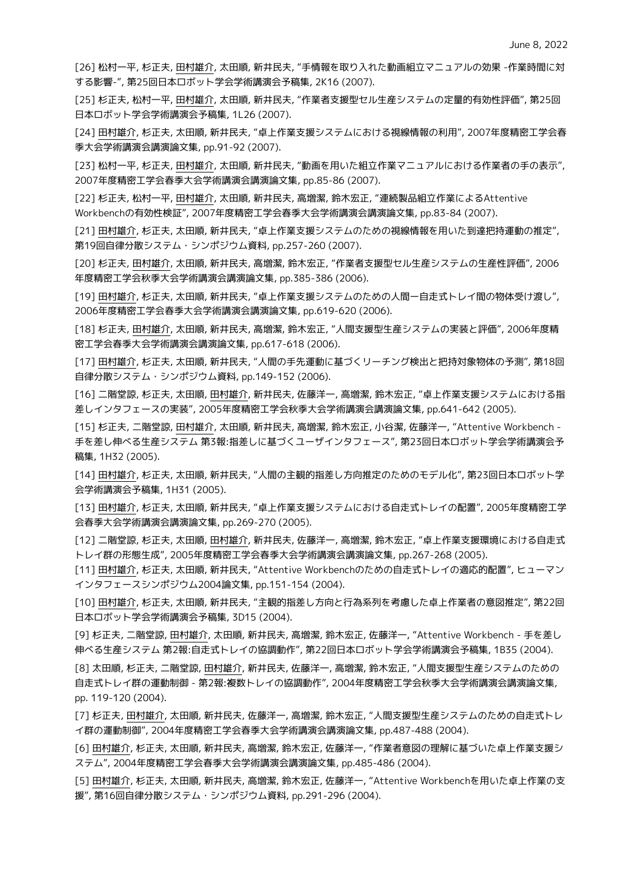[26] 松村一平, 杉正夫, 田村雄介, 太田順, 新井民夫, "手情報を取り入れた動画組立マニュアルの効果 -作業時間に対する影響-", 第25回日本ロボット学会学術講演会予稿集, 2K16 (2007).

[25] 杉正夫, 松村一平, 田村雄介, 太田順, 新井民夫, "作業者支援型セル生産システムの定量的有効性評価", 第25回日本ロボット学会学術講演会予稿集, 1L26 (2007).

[24] 田村雄介, 杉正夫, 太田順, 新井民夫, "卓上作業支援システムにおける視線情報の利用", 2007年度精密工学会春季大会学術講演会講演論文集, pp.91-92 (2007).

[23] 松村一平, 杉正夫, 田村雄介, 太田順, 新井民夫, "動画を用いた組立作業マニュアルにおける作業者の手の表示", 2007年度精密工学会春季大会学術講演会講演論文集, pp.85-86 (2007).

[22] 杉正夫, 松村一平, 田村雄介, 太田順, 新井民夫, 高増潔, 鈴木宏正, "連続製品組立作業によるAttentive Workbenchの有効性検証", 2007年度精密工学会春季大会学術講演会講演論文集, pp.83-84 (2007).

[21] 田村雄介, 杉正夫, 太田順, 新井民夫, "卓上作業支援システムのための視線情報を用いた到達把持運動の推定", 第19回自律分散システム・シンポジウム資料, pp.257-260 (2007).

[20] 杉正夫, 田村雄介, 太田順, 新井民夫, 高増潔, 鈴木宏正, "作業者支援型セル生産システムの生産性評価", 2006年度精密工学会秋季大会学術講演会講演論文集, pp.385-386 (2006).

[19] 田村雄介, 杉正夫, 太田順, 新井民夫, "卓上作業支援システムのための人間ー自走式トレイ間の物体受け渡し", 2006年度精密工学会春季大会学術講演会講演論文集, pp.619-620 (2006).

[18] 杉正夫, 田村雄介, 太田順, 新井民夫, 高増潔, 鈴木宏正, "人間支援型生産システムの実装と評価", 2006年度精密工学会春季大会学術講演会講演論文集, pp.617-618 (2006).

[17] 田村雄介, 杉正夫, 太田順, 新井民夫, "人間の手先運動に基づくリーチング検出と把持対象物体の予測", 第18回自律分散システム・シンポジウム資料, pp.149-152 (2006).

[16] 二階堂諒, 杉正夫, 太田順, 田村雄介, 新井民夫, 佐藤洋一, 高増潔, 鈴木宏正, "卓上作業支援システムにおける指差しインタフェースの実装", 2005年度精密工学会秋季大会学術講演会講演論文集, pp.641-642 (2005).

[15] 杉正夫, 二階堂諒, 田村雄介, 太田順, 新井民夫, 高増潔, 鈴木宏正, 小谷潔, 佐藤洋一, "Attentive Workbench - 手を差し伸べる生産システム 第3報:指差しに基づくユーザインタフェース", 第23回日本ロボット学会学術講演会予稿集, 1H32 (2005).

[14] 田村雄介, 杉正夫, 太田順, 新井民夫, "人間の主観的指差し方向推定のためのモデル化", 第23回日本ロボット学会学術講演会予稿集, 1H31 (2005).

[13] 田村雄介, 杉正夫, 太田順, 新井民夫, "卓上作業支援システムにおける自走式トレイの配置", 2005年度精密工学会春季大会学術講演会講演論文集, pp.269-270 (2005).

[12] 二階堂諒, 杉正夫, 太田順, 田村雄介, 新井民夫, 佐藤洋一, 高増潔, 鈴木宏正, "卓上作業支援環境における自走式トレイ群の形態生成", 2005年度精密工学会春季大会学術講演会講演論文集, pp.267-268 (2005).

[11] 田村雄介, 杉正夫, 太田順, 新井民夫, "Attentive Workbenchのための自走式トレイの適応的配置", ヒューマンインタフェースシンポジウム2004論文集, pp.151-154 (2004).

[10] 田村雄介, 杉正夫, 太田順, 新井民夫, "主観的指差し方向と行為系列を考慮した卓上作業者の意図推定", 第22回日本ロボット学会学術講演会予稿集, 3D15 (2004).

[9] 杉正夫, 二階堂諒, 田村雄介, 太田順, 新井民夫, 高増潔, 鈴木宏正, 佐藤洋一, "Attentive Workbench - 手を差し伸べる生産システム 第2報:自走式トレイの協調動作", 第22回日本ロボット学会学術講演会予稿集, 1B35 (2004).

[8] 太田順, 杉正夫, 二階堂諒, 田村雄介, 新井民夫, 佐藤洋一, 高増潔, 鈴木宏正, "人間支援型生産システムのための自走式トレイ群の運動制御 - 第2報:複数トレイの協調動作", 2004年度精密工学会秋季大会学術講演会講演論文集, pp. 119-120 (2004).

[7] 杉正夫, 田村雄介, 太田順, 新井民夫, 佐藤洋一, 高増潔, 鈴木宏正, "人間支援型生産システムのための自走式トレイ群の運動制御", 2004年度精密工学会春季大会学術講演会講演論文集, pp.487-488 (2004).

[6] 田村雄介, 杉正夫, 太田順, 新井民夫, 高増潔, 鈴木宏正, 佐藤洋一, "作業者意図の理解に基づいた卓上作業支援システム", 2004年度精密工学会春季大会学術講演会講演論文集, pp.485-486 (2004).

[5] 田村雄介, 杉正夫, 太田順, 新井民夫, 高増潔, 鈴木宏正, 佐藤洋一, "Attentive Workbenchを用いた卓上作業の支援", 第16回自律分散システム・シンポジウム資料, pp.291-296 (2004).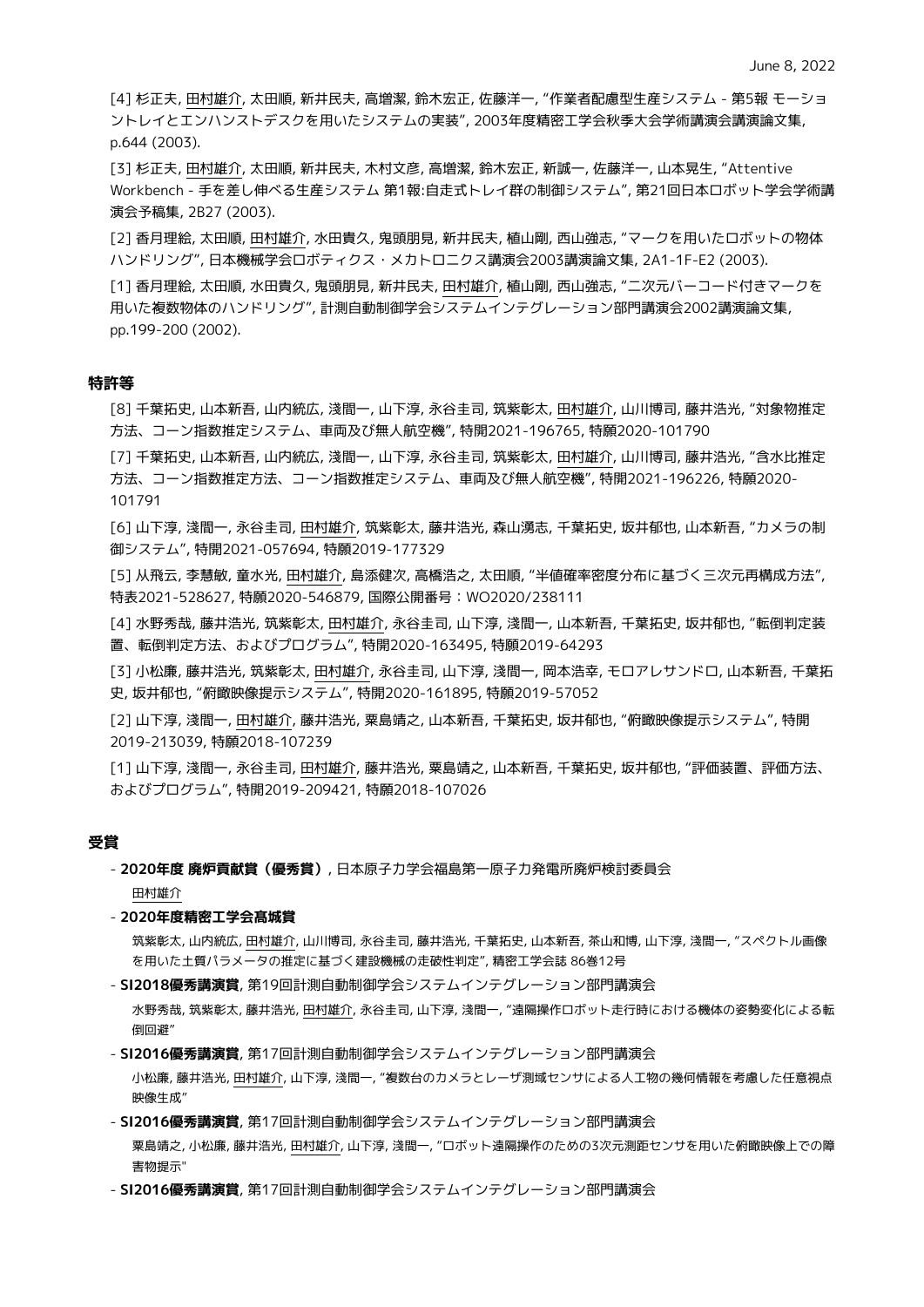[4] 杉正夫, 田村雄介, 太田順, 新井民夫, 高増潔, 鈴木宏正, 佐藤洋一, "作業者配慮型生産システム - 第5報 モーショントレイとエンハンストデスクを用いたシステムの実装", 2003年度精密工学会秋季大会学術講演会講演論文集, p.644 (2003).

[3] 杉正夫, 田村雄介, 太田順, 新井民夫, 木村文彦, 高増潔, 鈴木宏正, 新誠一, 佐藤洋一, 山本晃生, "Attentive Workbench - 手を差し伸べる生産システム 第1報:自走式トレイ群の制御システム", 第21回日本ロボット学会学術講演会予稿集, 2B27 (2003).

[2] 香月理絵, 太田順, 田村雄介, 水田貴久, 鬼頭朋見, 新井民夫, 植山剛, 西山強志, "マークを用いたロボットの物体ハンドリング", 日本機械学会ロボティクス・メカトロニクス講演会2003講演論文集, 2A1-1F-E2 (2003).

[1] 香月理絵, 太田順, 水田貴久, 鬼頭朋見, 新井民夫, 田村雄介, 植山剛, 西山強志, "二次元バーコード付きマークを用いた複数物体のハンドリング", 計測自動制御学会システムインテグレーション部門講演会2002講演論文集, pp.199-200 (2002).

### 特許等

[8] 千葉拓史, 山本新吾, 山内統広, 淺間一, 山下淳, 永谷圭司, 筑紫彰太, 田村雄介, 山川博司, 藤井浩光, "対象物推定方法、コーン指数推定システム、車両及び無人航空機", 特開2021-196765, 特願2020-101790

[7] 千葉拓史, 山本新吾, 山内統広, 淺間一, 山下淳, 永谷圭司, 筑紫彰太, 田村雄介, 山川博司, 藤井浩光, "含水比推定方法、コーン指数推定方法、コーン指数推定システム、車両及び無人航空機", 特開2021-196226, 特願2020-101791

[6] 山下淳, 淺間一, 永谷圭司, 田村雄介, 筑紫彰太, 藤井浩光, 森山湧志, 千葉拓史, 坂井郁也, 山本新吾, "カメラの制御システム", 特開2021-057694, 特願2019-177329

[5] 从飛云, 李慧敏, 童水光, 田村雄介, 島添健次, 高橋浩之, 太田順, "半値確率密度分布に基づく三次元再構成方法", 特表2021-528627, 特願2020-546879, 国際公開番号：WO2020/238111

[4] 水野秀哉, 藤井浩光, 筑紫彰太, 田村雄介, 永谷圭司, 山下淳, 淺間一, 山本新吾, 千葉拓史, 坂井郁也, "転倒判定装置、転倒判定方法、およびプログラム", 特開2020-163495, 特願2019-64293

[3] 小松廉, 藤井浩光, 筑紫彰太, 田村雄介, 永谷圭司, 山下淳, 淺間一, 岡本浩幸, モロアレサンドロ, 山本新吾, 千葉拓史, 坂井郁也, "俯瞰映像提示システム", 特開2020-161895, 特願2019-57052

[2] 山下淳, 淺間一, 田村雄介, 藤井浩光, 粟島靖之, 山本新吾, 千葉拓史, 坂井郁也, "俯瞰映像提示システム", 特開2019-213039, 特願2018-107239

[1] 山下淳, 淺間一, 永谷圭司, 田村雄介, 藤井浩光, 粟島靖之, 山本新吾, 千葉拓史, 坂井郁也, "評価装置、評価方法、およびプログラム", 特開2019-209421, 特願2018-107026

### 受賞

- **2020年度 廃炉貢献賞（優秀賞）**, 日本原子力学会福島第一原子力発電所廃炉検討委員会
  田村雄介
- **2020年度精密工学会髙城賞**
  筑紫彰太, 山内統広, 田村雄介, 山川博司, 永谷圭司, 藤井浩光, 千葉拓史, 山本新吾, 茶山和博, 山下淳, 淺間一, "スペクトル画像を用いた土質パラメータの推定に基づく建設機械の走破性判定", 精密工学会誌 86巻12号
- **SI2018優秀講演賞**, 第19回計測自動制御学会システムインテグレーション部門講演会
  水野秀哉, 筑紫彰太, 藤井浩光, 田村雄介, 永谷圭司, 山下淳, 淺間一, "遠隔操作ロボット走行時における機体の姿勢変化による転倒回避"
- **SI2016優秀講演賞**, 第17回計測自動制御学会システムインテグレーション部門講演会
  小松廉, 藤井浩光, 田村雄介, 山下淳, 淺間一, "複数台のカメラとレーザ測域センサによる人工物の幾何情報を考慮した任意視点映像生成"
- **SI2016優秀講演賞**, 第17回計測自動制御学会システムインテグレーション部門講演会
  粟島靖之, 小松廉, 藤井浩光, 田村雄介, 山下淳, 淺間一, "ロボット遠隔操作のための3次元測距センサを用いた俯瞰映像上での障害物提示"
- **SI2016優秀講演賞**, 第17回計測自動制御学会システムインテグレーション部門講演会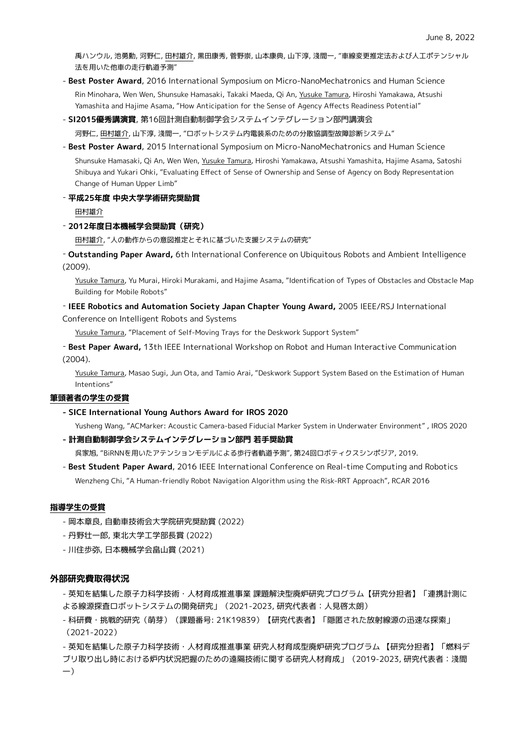禹ハンウル, 池勇勳, 河野仁, 田村雄介, 黒田康秀, 菅野崇, 山本康典, 山下淳, 淺間一, "車線変更推定法および人工ポテンシャル法を用いた他車の走行軌道予測"

- **Best Poster Award**, 2016 International Symposium on Micro-NanoMechatronics and Human Science
  Rin Minohara, Wen Wen, Shunsuke Hamasaki, Takaki Maeda, Qi An, Yusuke Tamura, Hiroshi Yamakawa, Atsushi Yamashita and Hajime Asama, "How Anticipation for the Sense of Agency Affects Readiness Potential"
- **SI2015優秀講演賞**, 第16回計測自動制御学会システムインテグレーション部門講演会
  河野仁, 田村雄介, 山下淳, 淺間一, "ロボットシステム内電装系のための分散協調型故障診断システム"
- **Best Poster Award**, 2015 International Symposium on Micro-NanoMechatronics and Human Science
  Shunsuke Hamasaki, Qi An, Wen Wen, Yusuke Tamura, Hiroshi Yamakawa, Atsushi Yamashita, Hajime Asama, Satoshi Shibuya and Yukari Ohki, "Evaluating Effect of Sense of Ownership and Sense of Agency on Body Representation Change of Human Upper Limb"
- **平成25年度 中央大学学術研究奨励賞**
  田村雄介
- **2012年度日本機械学会奨励賞（研究）**
  田村雄介, "人の動作からの意図推定とそれに基づいた支援システムの研究"
- **Outstanding Paper Award,** 6th International Conference on Ubiquitous Robots and Ambient Intelligence (2009).
  Yusuke Tamura, Yu Murai, Hiroki Murakami, and Hajime Asama, "Identification of Types of Obstacles and Obstacle Map Building for Mobile Robots"
- **IEEE Robotics and Automation Society Japan Chapter Young Award,** 2005 IEEE/RSJ International Conference on Intelligent Robots and Systems
  Yusuke Tamura, "Placement of Self-Moving Trays for the Deskwork Support System"
- **Best Paper Award,** 13th IEEE International Workshop on Robot and Human Interactive Communication (2004).
  Yusuke Tamura, Masao Sugi, Jun Ota, and Tamio Arai, "Deskwork Support System Based on the Estimation of Human Intentions"

**筆頭著者の学生の受賞**

- **SICE International Young Authors Award for IROS 2020**
  Yusheng Wang, "ACMarker: Acoustic Camera-based Fiducial Marker System in Underwater Environment" , IROS 2020
- **計測自動制御学会システムインテグレーション部門 若手奨励賞**
  呉家旭, "BiRNNを用いたアテンションモデルによる歩行者軌道予測", 第24回ロボティクスシンポジア, 2019.
- **Best Student Paper Award**, 2016 IEEE International Conference on Real-time Computing and Robotics
  Wenzheng Chi, "A Human-friendly Robot Navigation Algorithm using the Risk-RRT Approach", RCAR 2016

**指導学生の受賞**

- 岡本章良, 自動車技術会大学院研究奨励賞 (2022)
- 丹野壮一郎, 東北大学工学部長賞 (2022)
- 川住歩弥, 日本機械学会畠山賞 (2021)

## 外部研究費取得状況

- 英知を結集した原子力科学技術・人材育成推進事業 課題解決型廃炉研究プログラム【研究分担者】「連携計測による線源探査ロボットシステムの開発研究」（2021-2023, 研究代表者：人見啓太朗）
- 科研費・挑戦的研究（萌芽）（課題番号: 21K19839）【研究代表者】「隠匿された放射線源の迅速な探索」（2021-2022）
- 英知を結集した原子力科学技術・人材育成推進事業 研究人材育成型廃炉研究プログラム 【研究分担者】「燃料デブリ取り出し時における炉内状況把握のための遠隔技術に関する研究人材育成」（2019-2023, 研究代表者：淺間一）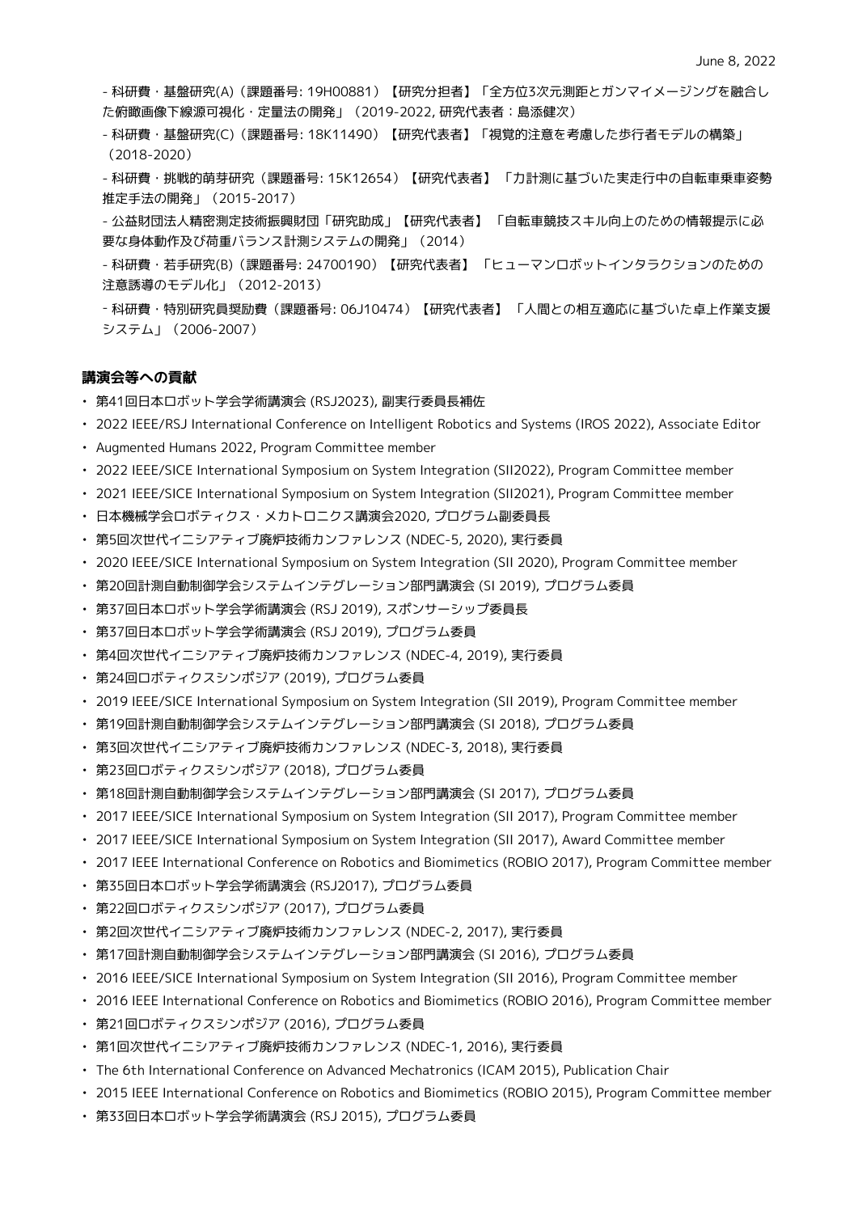- 科研費・基盤研究(A)（課題番号: 19H00881）【研究分担者】「全方位3次元測距とガンマイメージングを融合した俯瞰画像下線源可視化・定量法の開発」（2019-2022, 研究代表者：島添健次）

- 科研費・基盤研究(C)（課題番号: 18K11490）【研究代表者】「視覚的注意を考慮した歩行者モデルの構築」（2018-2020）

- 科研費・挑戦的萌芽研究（課題番号: 15K12654）【研究代表者】「力計測に基づいた実走行中の自転車乗車姿勢推定手法の開発」（2015-2017）

- 公益財団法人精密測定技術振興財団「研究助成」【研究代表者】「自転車競技スキル向上のための情報提示に必要な身体動作及び荷重バランス計測システムの開発」（2014）

- 科研費・若手研究(B)（課題番号: 24700190）【研究代表者】「ヒューマンロボットインタラクションのための注意誘導のモデル化」（2012-2013）

- 科研費・特別研究員奨励費（課題番号: 06J10474）【研究代表者】「人間との相互適応に基づいた卓上作業支援システム」（2006-2007）

### 講演会等への貢献

- 第41回日本ロボット学会学術講演会 (RSJ2023), 副実行委員長補佐
- 2022 IEEE/RSJ International Conference on Intelligent Robotics and Systems (IROS 2022), Associate Editor
- Augmented Humans 2022, Program Committee member
- 2022 IEEE/SICE International Symposium on System Integration (SII2022), Program Committee member
- 2021 IEEE/SICE International Symposium on System Integration (SII2021), Program Committee member
- 日本機械学会ロボティクス・メカトロニクス講演会2020, プログラム副委員長
- 第5回次世代イニシアティブ廃炉技術カンファレンス (NDEC-5, 2020), 実行委員
- 2020 IEEE/SICE International Symposium on System Integration (SII 2020), Program Committee member
- 第20回計測自動制御学会システムインテグレーション部門講演会 (SI 2019), プログラム委員
- 第37回日本ロボット学会学術講演会 (RSJ 2019), スポンサーシップ委員長
- 第37回日本ロボット学会学術講演会 (RSJ 2019), プログラム委員
- 第4回次世代イニシアティブ廃炉技術カンファレンス (NDEC-4, 2019), 実行委員
- 第24回ロボティクスシンポジア (2019), プログラム委員
- 2019 IEEE/SICE International Symposium on System Integration (SII 2019), Program Committee member
- 第19回計測自動制御学会システムインテグレーション部門講演会 (SI 2018), プログラム委員
- 第3回次世代イニシアティブ廃炉技術カンファレンス (NDEC-3, 2018), 実行委員
- 第23回ロボティクスシンポジア (2018), プログラム委員
- 第18回計測自動制御学会システムインテグレーション部門講演会 (SI 2017), プログラム委員
- 2017 IEEE/SICE International Symposium on System Integration (SII 2017), Program Committee member
- 2017 IEEE/SICE International Symposium on System Integration (SII 2017), Award Committee member
- 2017 IEEE International Conference on Robotics and Biomimetics (ROBIO 2017), Program Committee member
- 第35回日本ロボット学会学術講演会 (RSJ2017), プログラム委員
- 第22回ロボティクスシンポジア (2017), プログラム委員
- 第2回次世代イニシアティブ廃炉技術カンファレンス (NDEC-2, 2017), 実行委員
- 第17回計測自動制御学会システムインテグレーション部門講演会 (SI 2016), プログラム委員
- 2016 IEEE/SICE International Symposium on System Integration (SII 2016), Program Committee member
- 2016 IEEE International Conference on Robotics and Biomimetics (ROBIO 2016), Program Committee member
- 第21回ロボティクスシンポジア (2016), プログラム委員
- 第1回次世代イニシアティブ廃炉技術カンファレンス (NDEC-1, 2016), 実行委員
- The 6th International Conference on Advanced Mechatronics (ICAM 2015), Publication Chair
- 2015 IEEE International Conference on Robotics and Biomimetics (ROBIO 2015), Program Committee member
- 第33回日本ロボット学会学術講演会 (RSJ 2015), プログラム委員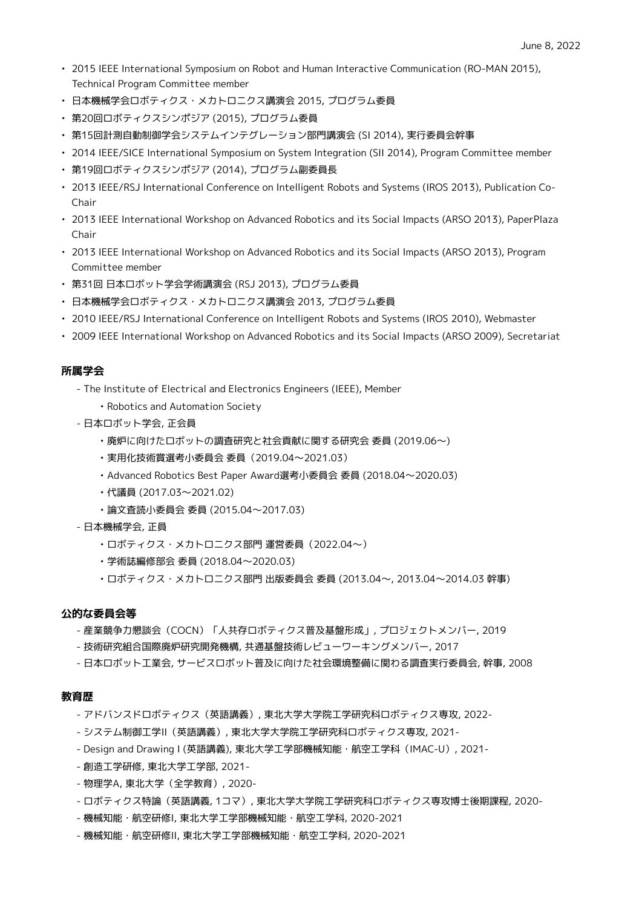- 2015 IEEE International Symposium on Robot and Human Interactive Communication (RO-MAN 2015), Technical Program Committee member
- 日本機械学会ロボティクス・メカトロニクス講演会 2015, プログラム委員
- 第20回ロボティクスシンポジア (2015), プログラム委員
- 第15回計測自動制御学会システムインテグレーション部門講演会 (SI 2014), 実行委員会幹事
- 2014 IEEE/SICE International Symposium on System Integration (SII 2014), Program Committee member
- 第19回ロボティクスシンポジア (2014), プログラム副委員長
- 2013 IEEE/RSJ International Conference on Intelligent Robots and Systems (IROS 2013), Publication Co-Chair
- 2013 IEEE International Workshop on Advanced Robotics and its Social Impacts (ARSO 2013), PaperPlaza Chair
- 2013 IEEE International Workshop on Advanced Robotics and its Social Impacts (ARSO 2013), Program Committee member
- 第31回 日本ロボット学会学術講演会 (RSJ 2013), プログラム委員
- 日本機械学会ロボティクス・メカトロニクス講演会 2013, プログラム委員
- 2010 IEEE/RSJ International Conference on Intelligent Robots and Systems (IROS 2010), Webmaster
- 2009 IEEE International Workshop on Advanced Robotics and its Social Impacts (ARSO 2009), Secretariat

### 所属学会

- The Institute of Electrical and Electronics Engineers (IEEE), Member
  - Robotics and Automation Society
- 日本ロボット学会, 正会員
  - 廃炉に向けたロボットの調査研究と社会貢献に関する研究会 委員 (2019.06〜)
  - 実用化技術賞選考小委員会 委員（2019.04〜2021.03）
  - Advanced Robotics Best Paper Award選考小委員会 委員 (2018.04〜2020.03)
  - 代議員 (2017.03〜2021.02)
  - 論文査読小委員会 委員 (2015.04〜2017.03)
- 日本機械学会, 正員
  - ロボティクス・メカトロニクス部門 運営委員（2022.04〜）
  - 学術誌編修部会 委員 (2018.04〜2020.03)
  - ロボティクス・メカトロニクス部門 出版委員会 委員 (2013.04〜, 2013.04〜2014.03 幹事)

### 公的な委員会等

- 産業競争力懇談会（COCN）「人共存ロボティクス普及基盤形成」, プロジェクトメンバー, 2019
- 技術研究組合国際廃炉研究開発機構, 共通基盤技術レビューワーキングメンバー, 2017
- 日本ロボット工業会, サービスロボット普及に向けた社会環境整備に関わる調査実行委員会, 幹事, 2008

### 教育歴

- アドバンスドロボティクス（英語講義）, 東北大学大学院工学研究科ロボティクス専攻, 2022-
- システム制御工学II（英語講義）, 東北大学大学院工学研究科ロボティクス専攻, 2021-
- Design and Drawing I (英語講義), 東北大学工学部機械知能・航空工学科（IMAC-U）, 2021-
- 創造工学研修, 東北大学工学部, 2021-
- 物理学A, 東北大学（全学教育）, 2020-
- ロボティクス特論（英語講義, 1コマ）, 東北大学大学院工学研究科ロボティクス専攻博士後期課程, 2020-
- 機械知能・航空研修I, 東北大学工学部機械知能・航空工学科, 2020-2021
- 機械知能・航空研修II, 東北大学工学部機械知能・航空工学科, 2020-2021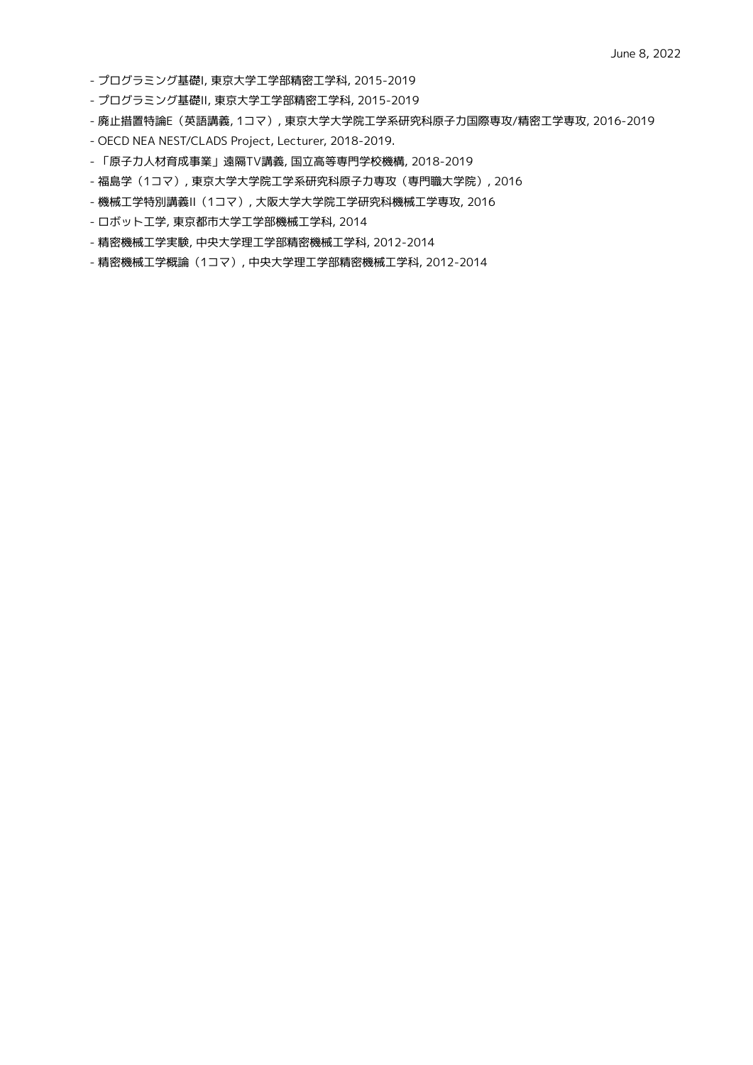- プログラミング基礎I, 東京大学工学部精密工学科, 2015-2019
- プログラミング基礎II, 東京大学工学部精密工学科, 2015-2019
- 廃止措置特論E（英語講義, 1コマ）, 東京大学大学院工学系研究科原子力国際専攻/精密工学専攻, 2016-2019
- OECD NEA NEST/CLADS Project, Lecturer, 2018-2019.
- 「原子力人材育成事業」遠隔TV講義, 国立高等専門学校機構, 2018-2019
- 福島学（1コマ）, 東京大学大学院工学系研究科原子力専攻（専門職大学院）, 2016
- 機械工学特別講義II（1コマ）, 大阪大学大学院工学研究科機械工学専攻, 2016
- ロボット工学, 東京都市大学工学部機械工学科, 2014
- 精密機械工学実験, 中央大学理工学部精密機械工学科, 2012-2014
- 精密機械工学概論（1コマ）, 中央大学理工学部精密機械工学科, 2012-2014